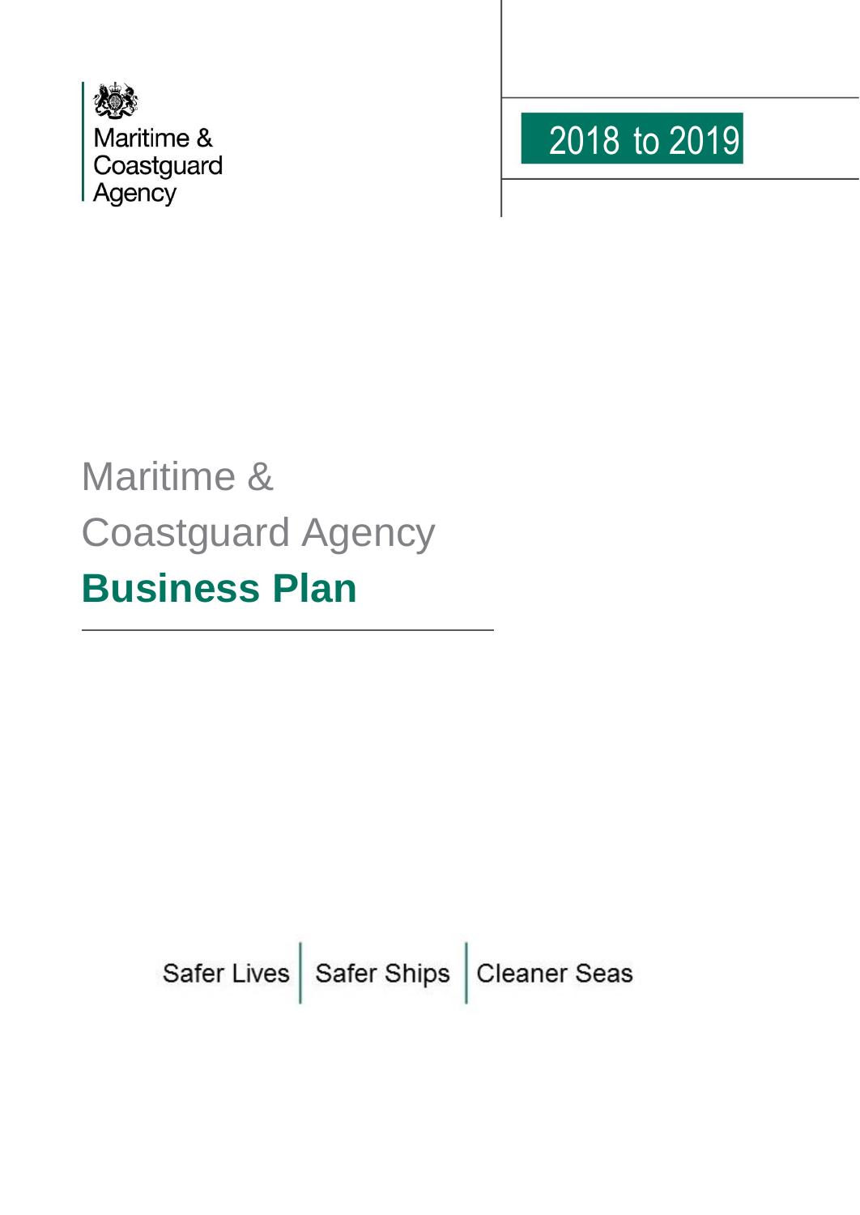Maritime & Coastguard Agency

2018 to 2019

# Maritime & Coastguard Agency **Business Plan**

Safer Lives | Safer Ships | Cleaner Seas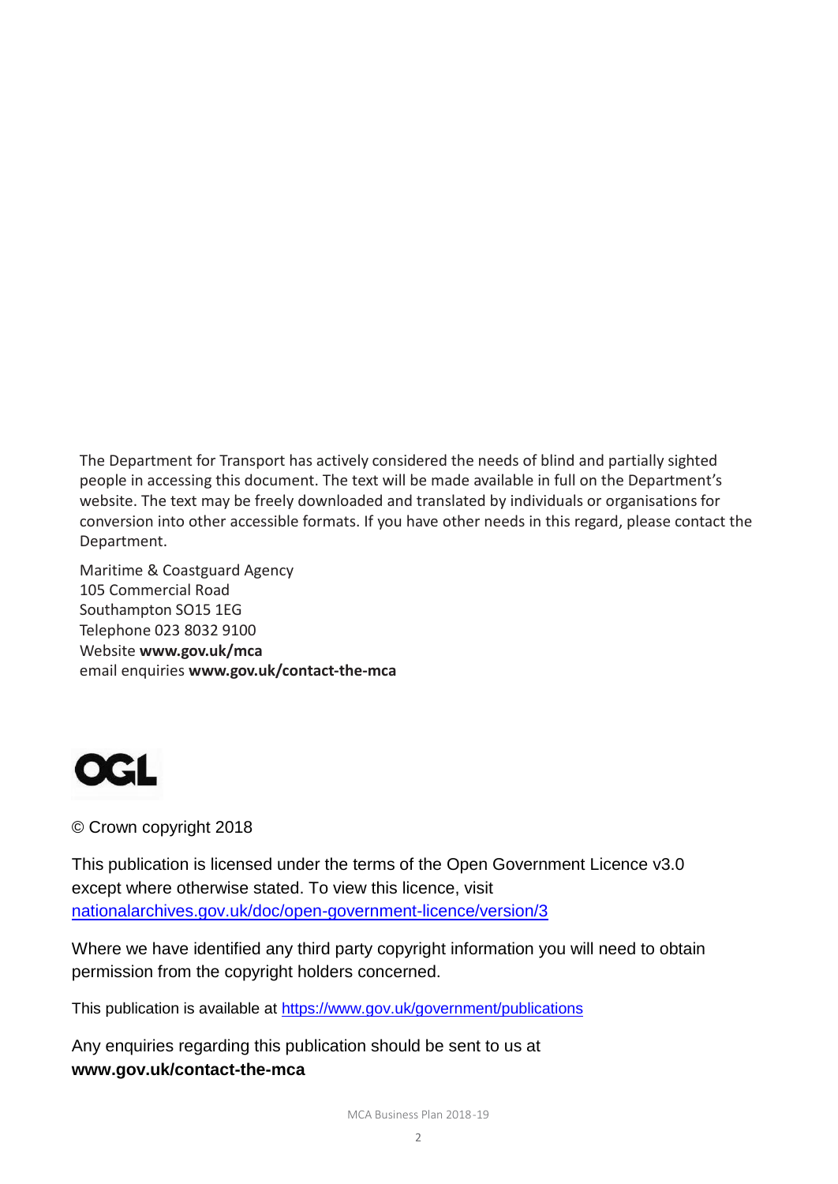The Department for Transport has actively considered the needs of blind and partially sighted people in accessing this document. The text will be made available in full on the Department's website. The text may be freely downloaded and translated by individuals or organisations for conversion into other accessible formats. If you have other needs in this regard, please contact the Department.

Maritime & Coastguard Agency
105 Commercial Road
Southampton SO15 1EG
Telephone 023 8032 9100
Website **www.gov.uk/mca**
email enquiries **www.gov.uk/contact-the-mca**

OGL

© Crown copyright 2018

This publication is licensed under the terms of the Open Government Licence v3.0 except where otherwise stated. To view this licence, visit nationalarchives.gov.uk/doc/open-government-licence/version/3

Where we have identified any third party copyright information you will need to obtain permission from the copyright holders concerned.

This publication is available at https://www.gov.uk/government/publications

Any enquiries regarding this publication should be sent to us at **www.gov.uk/contact-the-mca**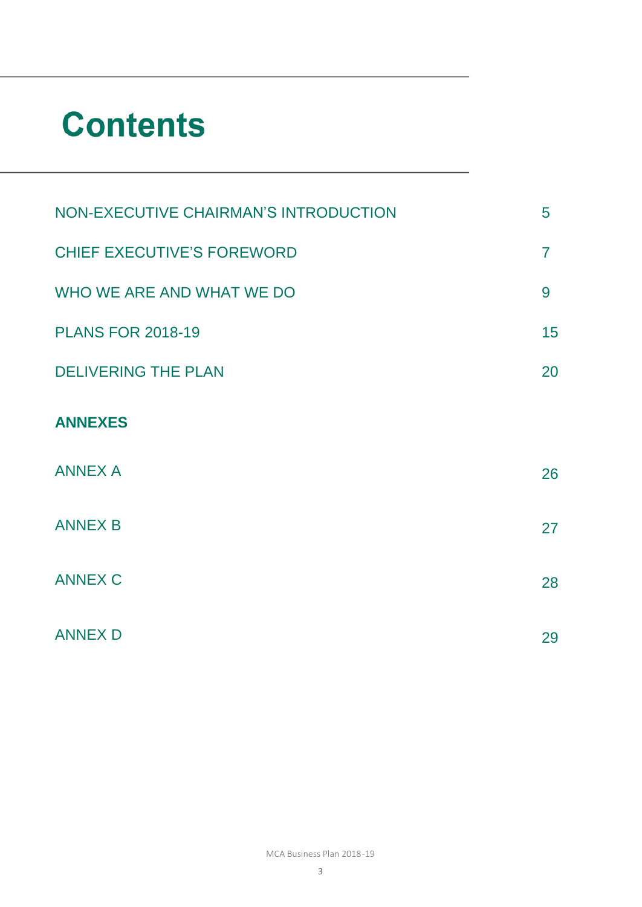# Contents

| | |
|---|---|
| NON-EXECUTIVE CHAIRMAN'S INTRODUCTION | 5 |
| CHIEF EXECUTIVE'S FOREWORD | 7 |
| WHO WE ARE AND WHAT WE DO | 9 |
| PLANS FOR 2018-19 | 15 |
| DELIVERING THE PLAN | 20 |
| **ANNEXES** | |
| ANNEX A | 26 |
| ANNEX B | 27 |
| ANNEX C | 28 |
| ANNEX D | 29 |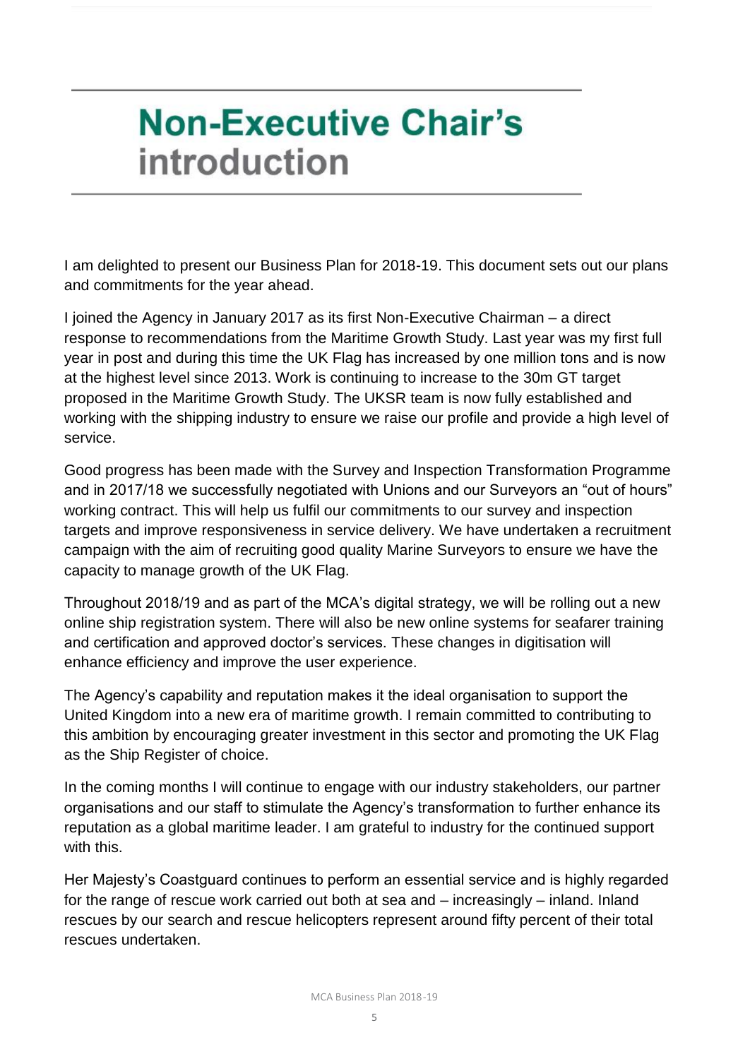# Non-Executive Chair's introduction

I am delighted to present our Business Plan for 2018-19. This document sets out our plans and commitments for the year ahead.

I joined the Agency in January 2017 as its first Non-Executive Chairman – a direct response to recommendations from the Maritime Growth Study. Last year was my first full year in post and during this time the UK Flag has increased by one million tons and is now at the highest level since 2013. Work is continuing to increase to the 30m GT target proposed in the Maritime Growth Study. The UKSR team is now fully established and working with the shipping industry to ensure we raise our profile and provide a high level of service.

Good progress has been made with the Survey and Inspection Transformation Programme and in 2017/18 we successfully negotiated with Unions and our Surveyors an "out of hours" working contract. This will help us fulfil our commitments to our survey and inspection targets and improve responsiveness in service delivery. We have undertaken a recruitment campaign with the aim of recruiting good quality Marine Surveyors to ensure we have the capacity to manage growth of the UK Flag.

Throughout 2018/19 and as part of the MCA's digital strategy, we will be rolling out a new online ship registration system. There will also be new online systems for seafarer training and certification and approved doctor's services. These changes in digitisation will enhance efficiency and improve the user experience.

The Agency's capability and reputation makes it the ideal organisation to support the United Kingdom into a new era of maritime growth. I remain committed to contributing to this ambition by encouraging greater investment in this sector and promoting the UK Flag as the Ship Register of choice.

In the coming months I will continue to engage with our industry stakeholders, our partner organisations and our staff to stimulate the Agency's transformation to further enhance its reputation as a global maritime leader. I am grateful to industry for the continued support with this.

Her Majesty's Coastguard continues to perform an essential service and is highly regarded for the range of rescue work carried out both at sea and – increasingly – inland. Inland rescues by our search and rescue helicopters represent around fifty percent of their total rescues undertaken.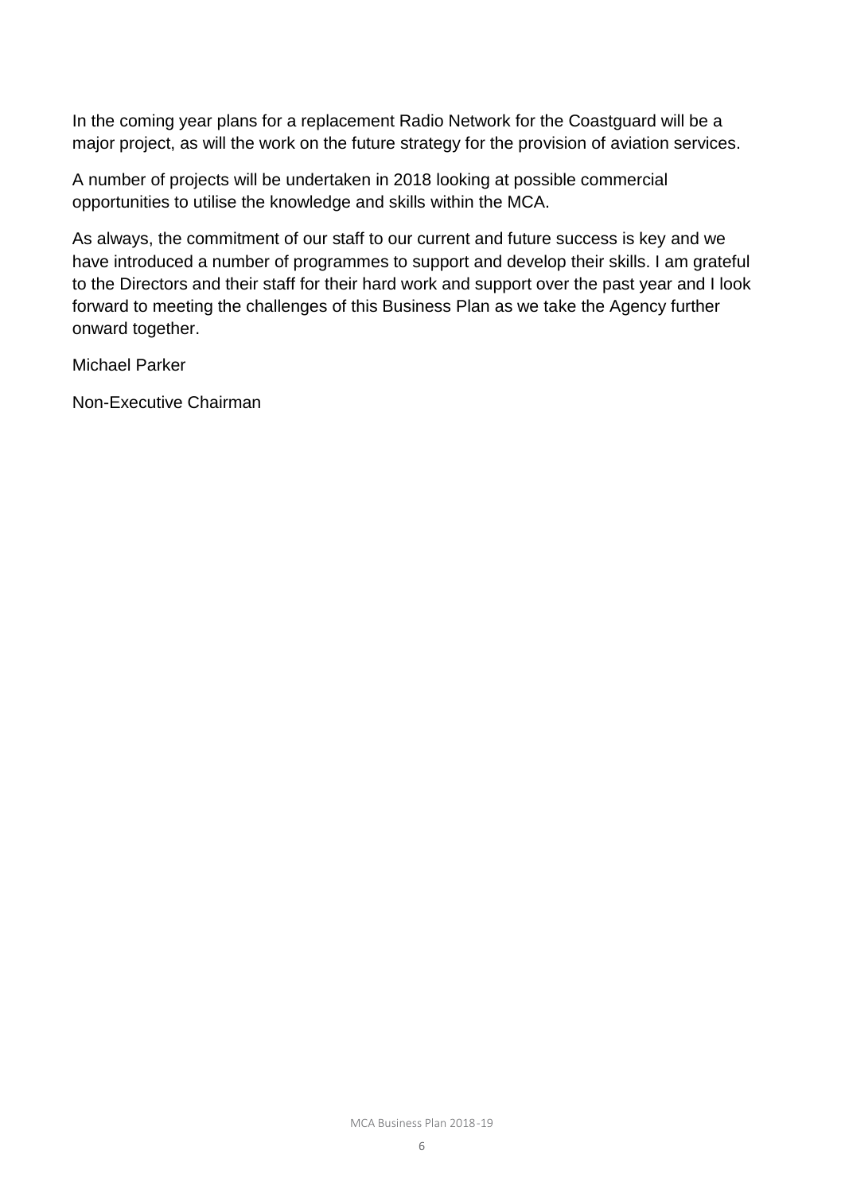In the coming year plans for a replacement Radio Network for the Coastguard will be a major project, as will the work on the future strategy for the provision of aviation services.

A number of projects will be undertaken in 2018 looking at possible commercial opportunities to utilise the knowledge and skills within the MCA.

As always, the commitment of our staff to our current and future success is key and we have introduced a number of programmes to support and develop their skills. I am grateful to the Directors and their staff for their hard work and support over the past year and I look forward to meeting the challenges of this Business Plan as we take the Agency further onward together.

Michael Parker

Non-Executive Chairman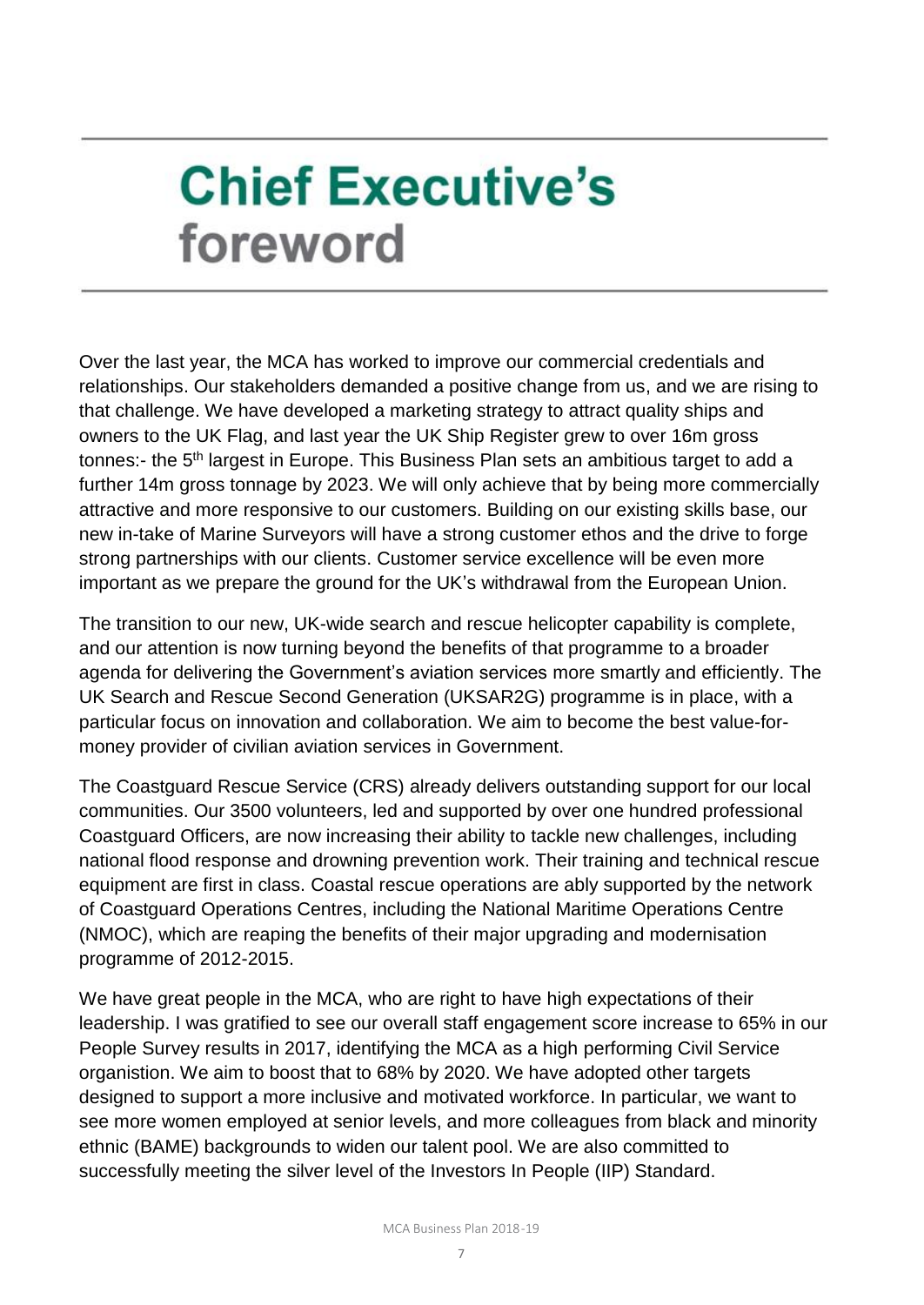# Chief Executive's foreword

Over the last year, the MCA has worked to improve our commercial credentials and relationships. Our stakeholders demanded a positive change from us, and we are rising to that challenge. We have developed a marketing strategy to attract quality ships and owners to the UK Flag, and last year the UK Ship Register grew to over 16m gross tonnes:- the 5th largest in Europe. This Business Plan sets an ambitious target to add a further 14m gross tonnage by 2023. We will only achieve that by being more commercially attractive and more responsive to our customers. Building on our existing skills base, our new in-take of Marine Surveyors will have a strong customer ethos and the drive to forge strong partnerships with our clients. Customer service excellence will be even more important as we prepare the ground for the UK's withdrawal from the European Union.

The transition to our new, UK-wide search and rescue helicopter capability is complete, and our attention is now turning beyond the benefits of that programme to a broader agenda for delivering the Government's aviation services more smartly and efficiently. The UK Search and Rescue Second Generation (UKSAR2G) programme is in place, with a particular focus on innovation and collaboration. We aim to become the best value-for-money provider of civilian aviation services in Government.

The Coastguard Rescue Service (CRS) already delivers outstanding support for our local communities. Our 3500 volunteers, led and supported by over one hundred professional Coastguard Officers, are now increasing their ability to tackle new challenges, including national flood response and drowning prevention work. Their training and technical rescue equipment are first in class. Coastal rescue operations are ably supported by the network of Coastguard Operations Centres, including the National Maritime Operations Centre (NMOC), which are reaping the benefits of their major upgrading and modernisation programme of 2012-2015.

We have great people in the MCA, who are right to have high expectations of their leadership. I was gratified to see our overall staff engagement score increase to 65% in our People Survey results in 2017, identifying the MCA as a high performing Civil Service organistion. We aim to boost that to 68% by 2020. We have adopted other targets designed to support a more inclusive and motivated workforce. In particular, we want to see more women employed at senior levels, and more colleagues from black and minority ethnic (BAME) backgrounds to widen our talent pool. We are also committed to successfully meeting the silver level of the Investors In People (IIP) Standard.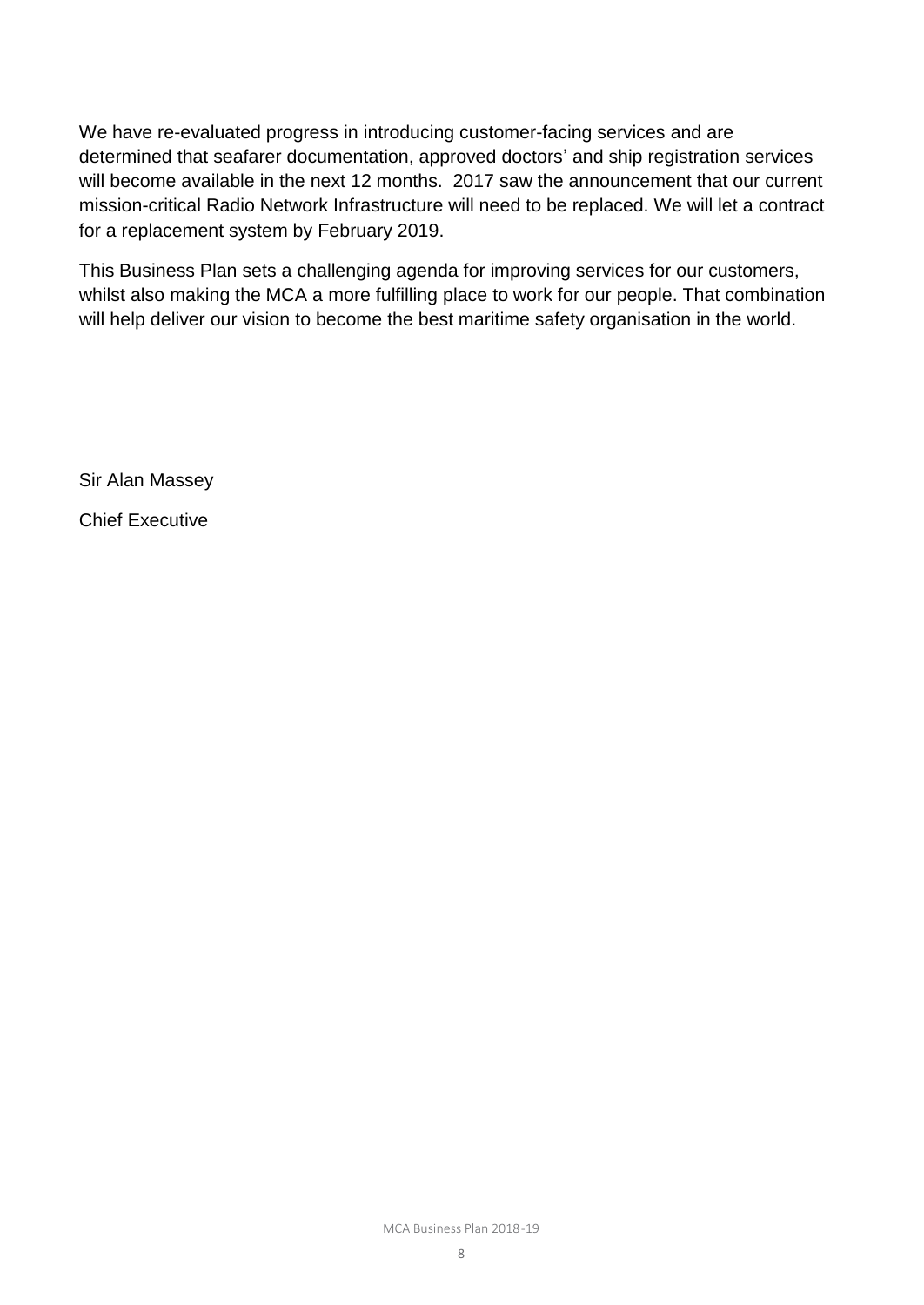We have re-evaluated progress in introducing customer-facing services and are determined that seafarer documentation, approved doctors' and ship registration services will become available in the next 12 months. 2017 saw the announcement that our current mission-critical Radio Network Infrastructure will need to be replaced. We will let a contract for a replacement system by February 2019.

This Business Plan sets a challenging agenda for improving services for our customers, whilst also making the MCA a more fulfilling place to work for our people. That combination will help deliver our vision to become the best maritime safety organisation in the world.

Sir Alan Massey

Chief Executive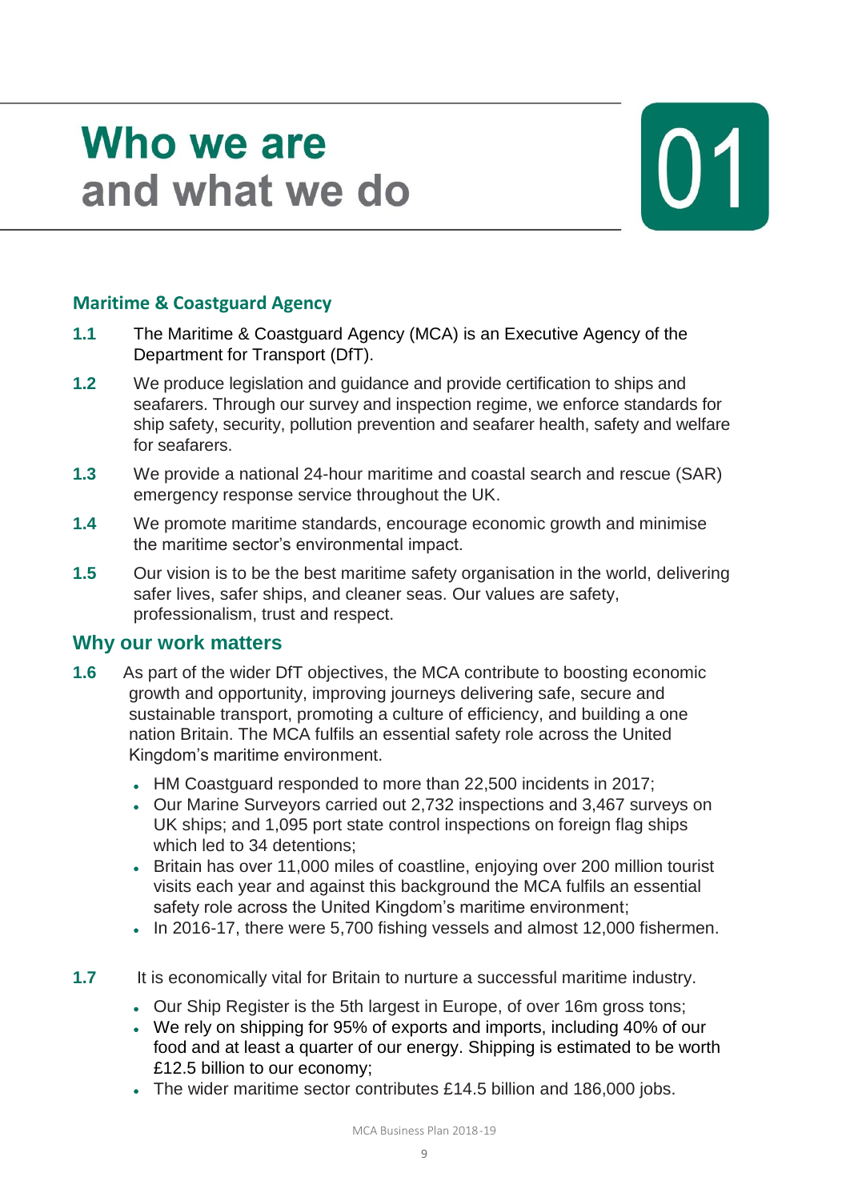# Who we are and what we do

01

## Maritime & Coastguard Agency

**1.1** The Maritime & Coastguard Agency (MCA) is an Executive Agency of the Department for Transport (DfT).

**1.2** We produce legislation and guidance and provide certification to ships and seafarers. Through our survey and inspection regime, we enforce standards for ship safety, security, pollution prevention and seafarer health, safety and welfare for seafarers.

**1.3** We provide a national 24-hour maritime and coastal search and rescue (SAR) emergency response service throughout the UK.

**1.4** We promote maritime standards, encourage economic growth and minimise the maritime sector's environmental impact.

**1.5** Our vision is to be the best maritime safety organisation in the world, delivering safer lives, safer ships, and cleaner seas. Our values are safety, professionalism, trust and respect.

## Why our work matters

**1.6** As part of the wider DfT objectives, the MCA contribute to boosting economic growth and opportunity, improving journeys delivering safe, secure and sustainable transport, promoting a culture of efficiency, and building a one nation Britain. The MCA fulfils an essential safety role across the United Kingdom's maritime environment.

- HM Coastguard responded to more than 22,500 incidents in 2017;
- Our Marine Surveyors carried out 2,732 inspections and 3,467 surveys on UK ships; and 1,095 port state control inspections on foreign flag ships which led to 34 detentions;
- Britain has over 11,000 miles of coastline, enjoying over 200 million tourist visits each year and against this background the MCA fulfils an essential safety role across the United Kingdom's maritime environment;
- In 2016-17, there were 5,700 fishing vessels and almost 12,000 fishermen.

**1.7** It is economically vital for Britain to nurture a successful maritime industry.

- Our Ship Register is the 5th largest in Europe, of over 16m gross tons;
- We rely on shipping for 95% of exports and imports, including 40% of our food and at least a quarter of our energy. Shipping is estimated to be worth £12.5 billion to our economy;
- The wider maritime sector contributes £14.5 billion and 186,000 jobs.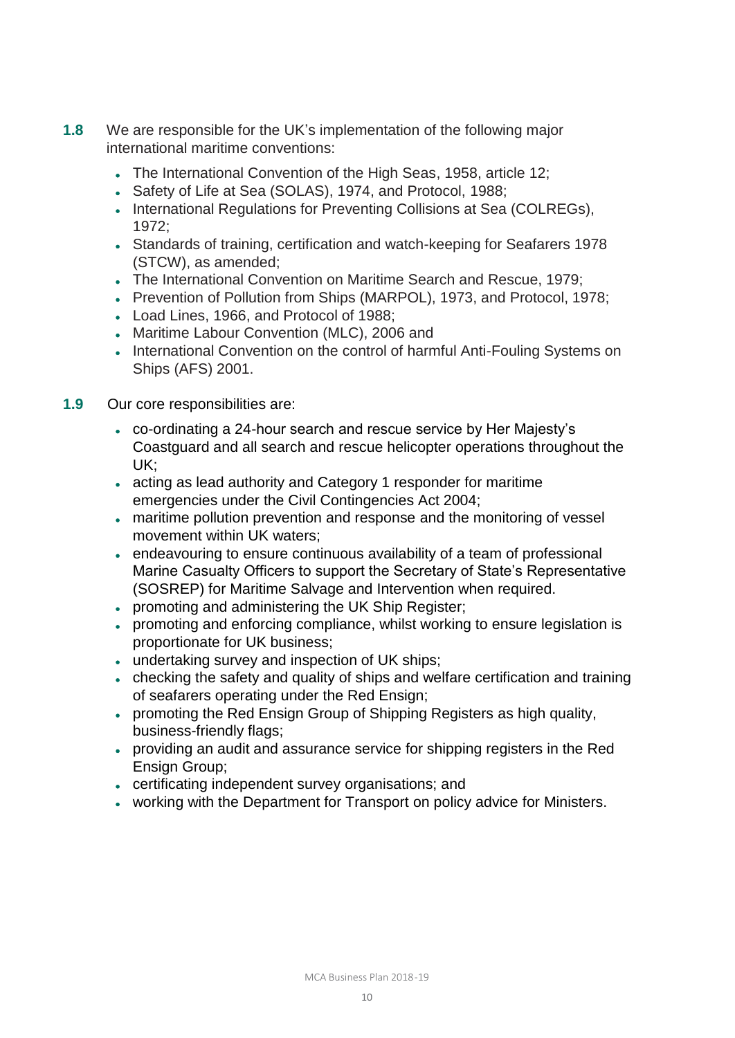**1.8** We are responsible for the UK's implementation of the following major international maritime conventions:

- The International Convention of the High Seas, 1958, article 12;
- Safety of Life at Sea (SOLAS), 1974, and Protocol, 1988;
- International Regulations for Preventing Collisions at Sea (COLREGs), 1972;
- Standards of training, certification and watch-keeping for Seafarers 1978 (STCW), as amended;
- The International Convention on Maritime Search and Rescue, 1979;
- Prevention of Pollution from Ships (MARPOL), 1973, and Protocol, 1978;
- Load Lines, 1966, and Protocol of 1988;
- Maritime Labour Convention (MLC), 2006 and
- International Convention on the control of harmful Anti-Fouling Systems on Ships (AFS) 2001.

**1.9** Our core responsibilities are:

- co-ordinating a 24-hour search and rescue service by Her Majesty's Coastguard and all search and rescue helicopter operations throughout the UK;
- acting as lead authority and Category 1 responder for maritime emergencies under the Civil Contingencies Act 2004;
- maritime pollution prevention and response and the monitoring of vessel movement within UK waters;
- endeavouring to ensure continuous availability of a team of professional Marine Casualty Officers to support the Secretary of State's Representative (SOSREP) for Maritime Salvage and Intervention when required.
- promoting and administering the UK Ship Register;
- promoting and enforcing compliance, whilst working to ensure legislation is proportionate for UK business;
- undertaking survey and inspection of UK ships;
- checking the safety and quality of ships and welfare certification and training of seafarers operating under the Red Ensign;
- promoting the Red Ensign Group of Shipping Registers as high quality, business-friendly flags;
- providing an audit and assurance service for shipping registers in the Red Ensign Group;
- certificating independent survey organisations; and
- working with the Department for Transport on policy advice for Ministers.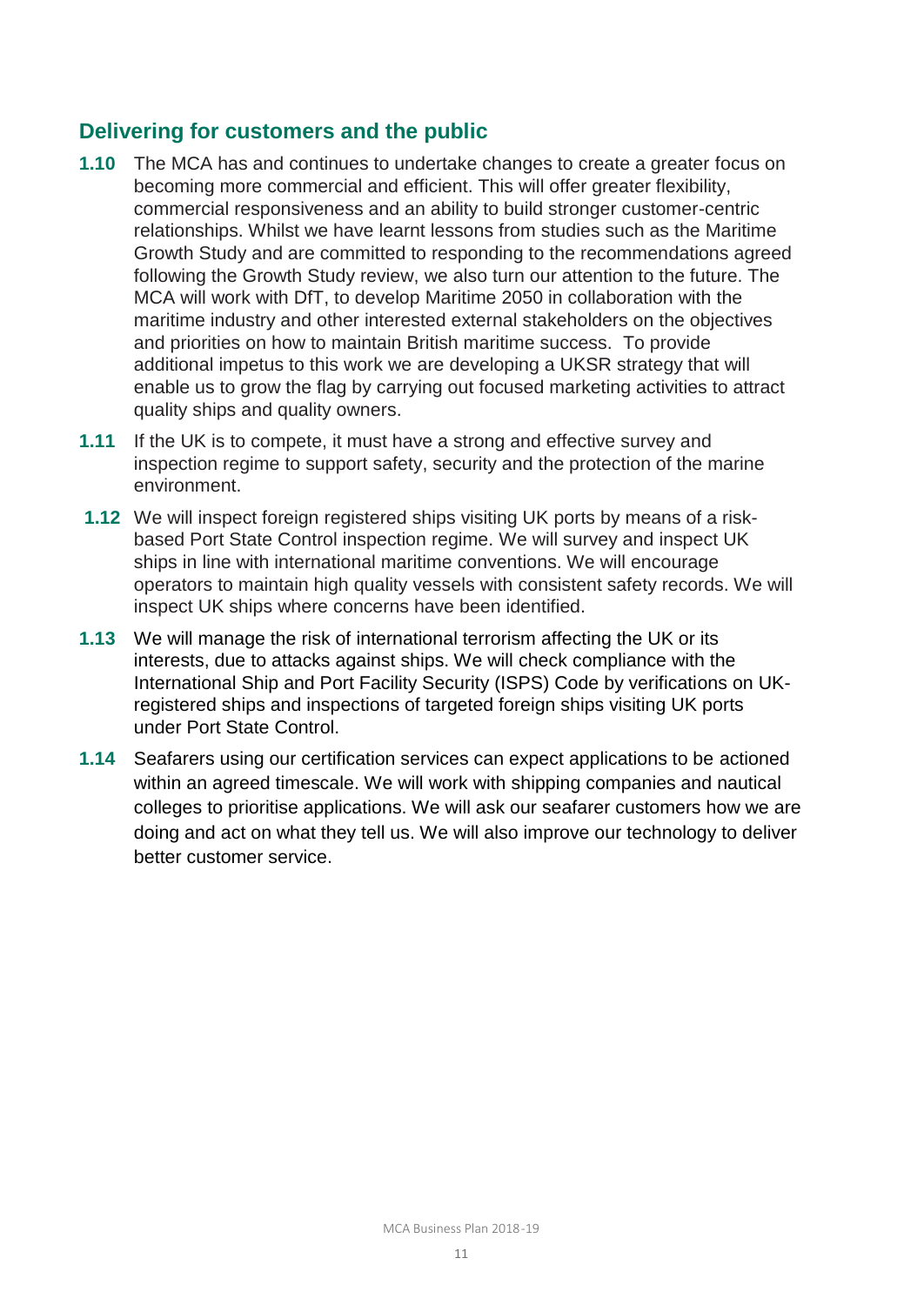## Delivering for customers and the public

**1.10** The MCA has and continues to undertake changes to create a greater focus on becoming more commercial and efficient. This will offer greater flexibility, commercial responsiveness and an ability to build stronger customer-centric relationships. Whilst we have learnt lessons from studies such as the Maritime Growth Study and are committed to responding to the recommendations agreed following the Growth Study review, we also turn our attention to the future. The MCA will work with DfT, to develop Maritime 2050 in collaboration with the maritime industry and other interested external stakeholders on the objectives and priorities on how to maintain British maritime success. To provide additional impetus to this work we are developing a UKSR strategy that will enable us to grow the flag by carrying out focused marketing activities to attract quality ships and quality owners.

**1.11** If the UK is to compete, it must have a strong and effective survey and inspection regime to support safety, security and the protection of the marine environment.

**1.12** We will inspect foreign registered ships visiting UK ports by means of a risk-based Port State Control inspection regime. We will survey and inspect UK ships in line with international maritime conventions. We will encourage operators to maintain high quality vessels with consistent safety records. We will inspect UK ships where concerns have been identified.

**1.13** We will manage the risk of international terrorism affecting the UK or its interests, due to attacks against ships. We will check compliance with the International Ship and Port Facility Security (ISPS) Code by verifications on UK-registered ships and inspections of targeted foreign ships visiting UK ports under Port State Control.

**1.14** Seafarers using our certification services can expect applications to be actioned within an agreed timescale. We will work with shipping companies and nautical colleges to prioritise applications. We will ask our seafarer customers how we are doing and act on what they tell us. We will also improve our technology to deliver better customer service.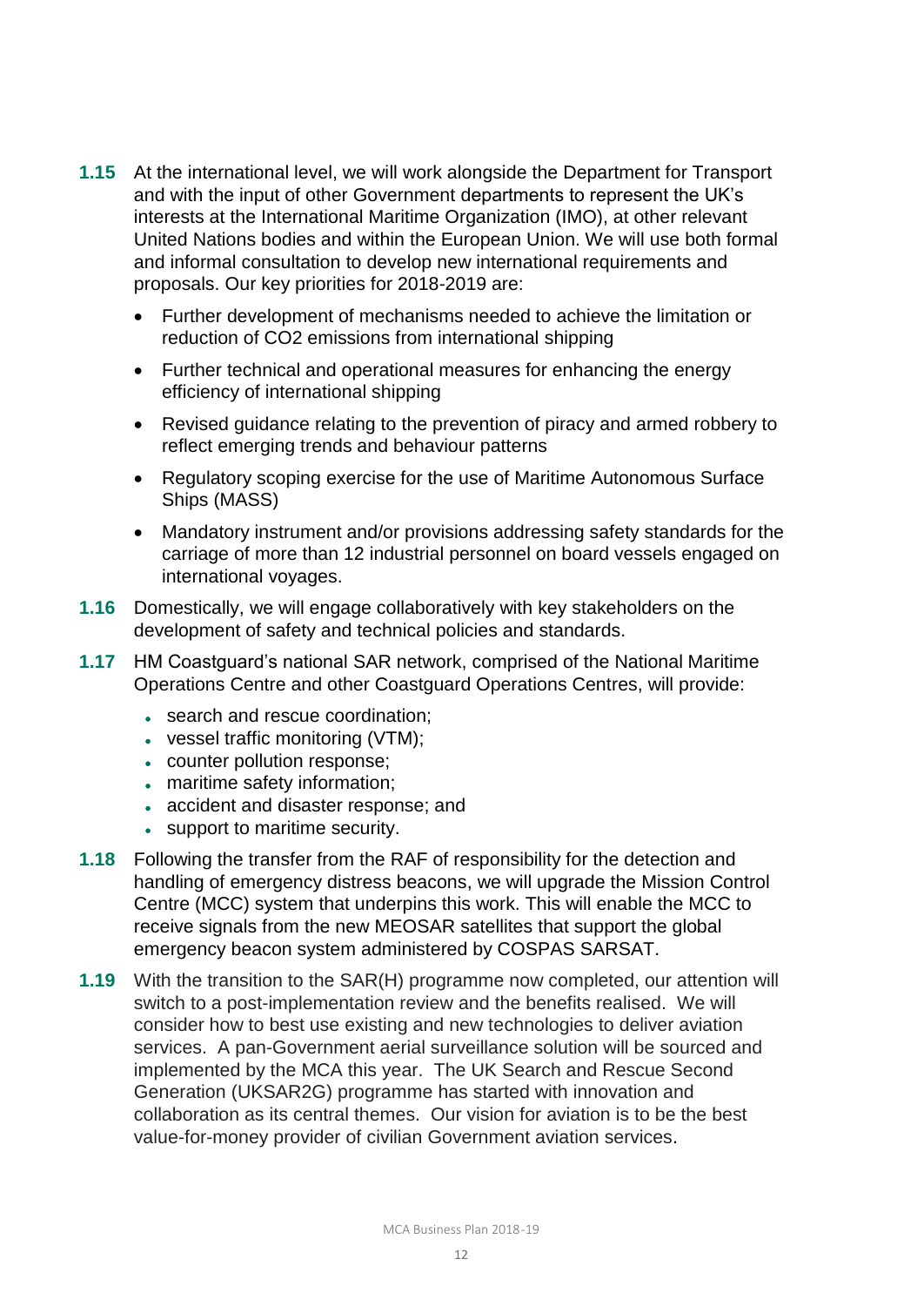**1.15** At the international level, we will work alongside the Department for Transport and with the input of other Government departments to represent the UK's interests at the International Maritime Organization (IMO), at other relevant United Nations bodies and within the European Union. We will use both formal and informal consultation to develop new international requirements and proposals. Our key priorities for 2018-2019 are:

- Further development of mechanisms needed to achieve the limitation or reduction of $CO_2$ emissions from international shipping
- Further technical and operational measures for enhancing the energy efficiency of international shipping
- Revised guidance relating to the prevention of piracy and armed robbery to reflect emerging trends and behaviour patterns
- Regulatory scoping exercise for the use of Maritime Autonomous Surface Ships (MASS)
- Mandatory instrument and/or provisions addressing safety standards for the carriage of more than 12 industrial personnel on board vessels engaged on international voyages.

**1.16** Domestically, we will engage collaboratively with key stakeholders on the development of safety and technical policies and standards.

**1.17** HM Coastguard's national SAR network, comprised of the National Maritime Operations Centre and other Coastguard Operations Centres, will provide:

- search and rescue coordination;
- vessel traffic monitoring (VTM);
- counter pollution response;
- maritime safety information;
- accident and disaster response; and
- support to maritime security.

**1.18** Following the transfer from the RAF of responsibility for the detection and handling of emergency distress beacons, we will upgrade the Mission Control Centre (MCC) system that underpins this work. This will enable the MCC to receive signals from the new MEOSAR satellites that support the global emergency beacon system administered by COSPAS SARSAT.

**1.19** With the transition to the SAR(H) programme now completed, our attention will switch to a post-implementation review and the benefits realised. We will consider how to best use existing and new technologies to deliver aviation services. A pan-Government aerial surveillance solution will be sourced and implemented by the MCA this year. The UK Search and Rescue Second Generation (UKSAR2G) programme has started with innovation and collaboration as its central themes. Our vision for aviation is to be the best value-for-money provider of civilian Government aviation services.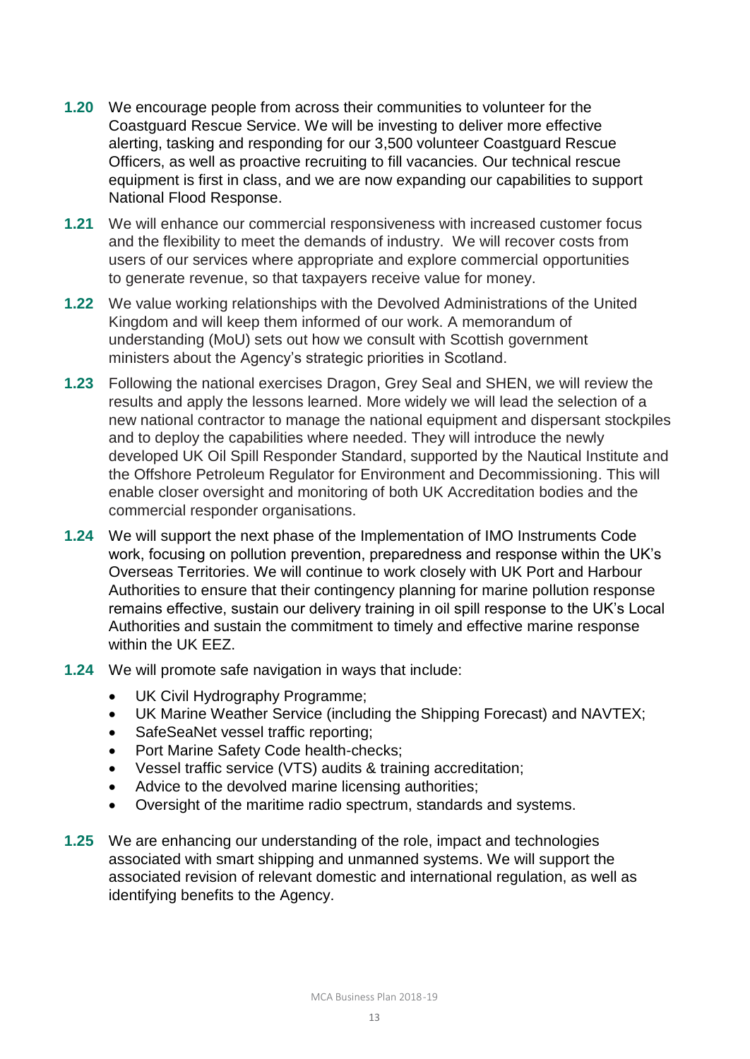**1.20** We encourage people from across their communities to volunteer for the Coastguard Rescue Service. We will be investing to deliver more effective alerting, tasking and responding for our 3,500 volunteer Coastguard Rescue Officers, as well as proactive recruiting to fill vacancies. Our technical rescue equipment is first in class, and we are now expanding our capabilities to support National Flood Response.

**1.21** We will enhance our commercial responsiveness with increased customer focus and the flexibility to meet the demands of industry. We will recover costs from users of our services where appropriate and explore commercial opportunities to generate revenue, so that taxpayers receive value for money.

**1.22** We value working relationships with the Devolved Administrations of the United Kingdom and will keep them informed of our work. A memorandum of understanding (MoU) sets out how we consult with Scottish government ministers about the Agency's strategic priorities in Scotland.

**1.23** Following the national exercises Dragon, Grey Seal and SHEN, we will review the results and apply the lessons learned. More widely we will lead the selection of a new national contractor to manage the national equipment and dispersant stockpiles and to deploy the capabilities where needed. They will introduce the newly developed UK Oil Spill Responder Standard, supported by the Nautical Institute and the Offshore Petroleum Regulator for Environment and Decommissioning. This will enable closer oversight and monitoring of both UK Accreditation bodies and the commercial responder organisations.

**1.24** We will support the next phase of the Implementation of IMO Instruments Code work, focusing on pollution prevention, preparedness and response within the UK's Overseas Territories. We will continue to work closely with UK Port and Harbour Authorities to ensure that their contingency planning for marine pollution response remains effective, sustain our delivery training in oil spill response to the UK's Local Authorities and sustain the commitment to timely and effective marine response within the UK EEZ.

**1.24** We will promote safe navigation in ways that include:

- UK Civil Hydrography Programme;
- UK Marine Weather Service (including the Shipping Forecast) and NAVTEX;
- SafeSeaNet vessel traffic reporting;
- Port Marine Safety Code health-checks;
- Vessel traffic service (VTS) audits & training accreditation;
- Advice to the devolved marine licensing authorities;
- Oversight of the maritime radio spectrum, standards and systems.

**1.25** We are enhancing our understanding of the role, impact and technologies associated with smart shipping and unmanned systems. We will support the associated revision of relevant domestic and international regulation, as well as identifying benefits to the Agency.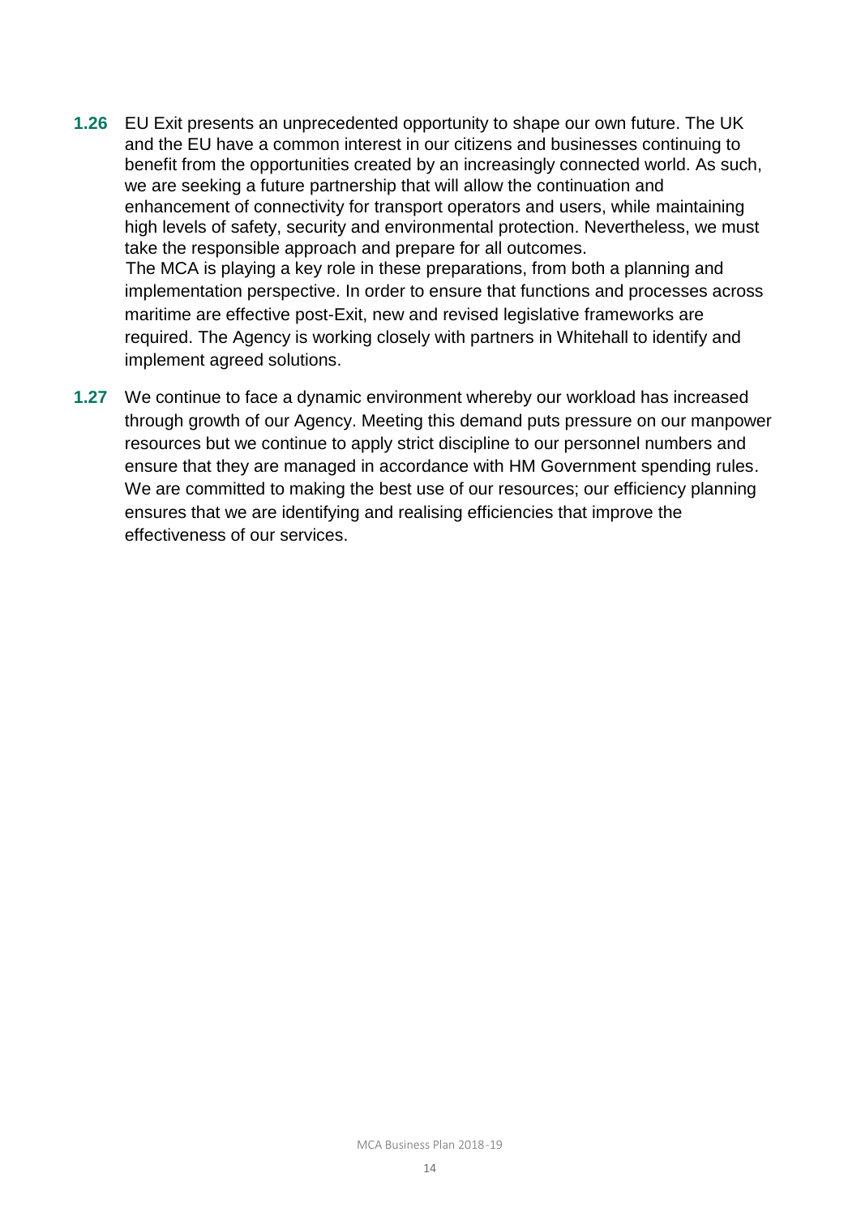**1.26** EU Exit presents an unprecedented opportunity to shape our own future. The UK and the EU have a common interest in our citizens and businesses continuing to benefit from the opportunities created by an increasingly connected world. As such, we are seeking a future partnership that will allow the continuation and enhancement of connectivity for transport operators and users, while maintaining high levels of safety, security and environmental protection. Nevertheless, we must take the responsible approach and prepare for all outcomes.
The MCA is playing a key role in these preparations, from both a planning and implementation perspective. In order to ensure that functions and processes across maritime are effective post-Exit, new and revised legislative frameworks are required. The Agency is working closely with partners in Whitehall to identify and implement agreed solutions.

**1.27** We continue to face a dynamic environment whereby our workload has increased through growth of our Agency. Meeting this demand puts pressure on our manpower resources but we continue to apply strict discipline to our personnel numbers and ensure that they are managed in accordance with HM Government spending rules. We are committed to making the best use of our resources; our efficiency planning ensures that we are identifying and realising efficiencies that improve the effectiveness of our services.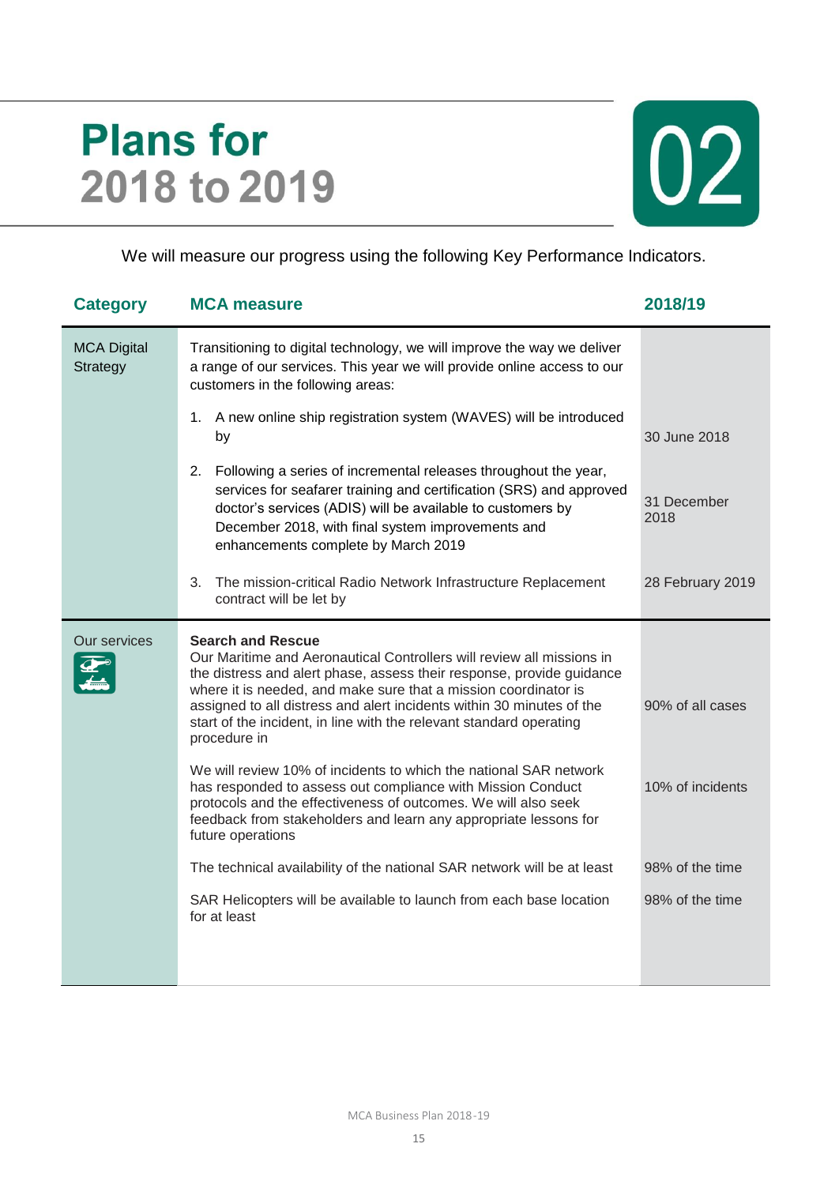# Plans for 2018 to 2019

## 02

We will measure our progress using the following Key Performance Indicators.

| Category | MCA measure | 2018/19 |
|---|---|---|
| MCA Digital Strategy | Transitioning to digital technology, we will improve the way we deliver a range of our services. This year we will provide online access to our customers in the following areas: | |
| | 1. A new online ship registration system (WAVES) will be introduced by | 30 June 2018 |
| | 2. Following a series of incremental releases throughout the year, services for seafarer training and certification (SRS) and approved doctor's services (ADIS) will be available to customers by December 2018, with final system improvements and enhancements complete by March 2019 | 31 December 2018 |
| | 3. The mission-critical Radio Network Infrastructure Replacement contract will be let by | 28 February 2019 |
| Our services | **Search and Rescue**<br>Our Maritime and Aeronautical Controllers will review all missions in the distress and alert phase, assess their response, provide guidance where it is needed, and make sure that a mission coordinator is assigned to all distress and alert incidents within 30 minutes of the start of the incident, in line with the relevant standard operating procedure in | 90% of all cases |
| | We will review 10% of incidents to which the national SAR network has responded to assess out compliance with Mission Conduct protocols and the effectiveness of outcomes. We will also seek feedback from stakeholders and learn any appropriate lessons for future operations | 10% of incidents |
| | The technical availability of the national SAR network will be at least | 98% of the time |
| | SAR Helicopters will be available to launch from each base location for at least | 98% of the time |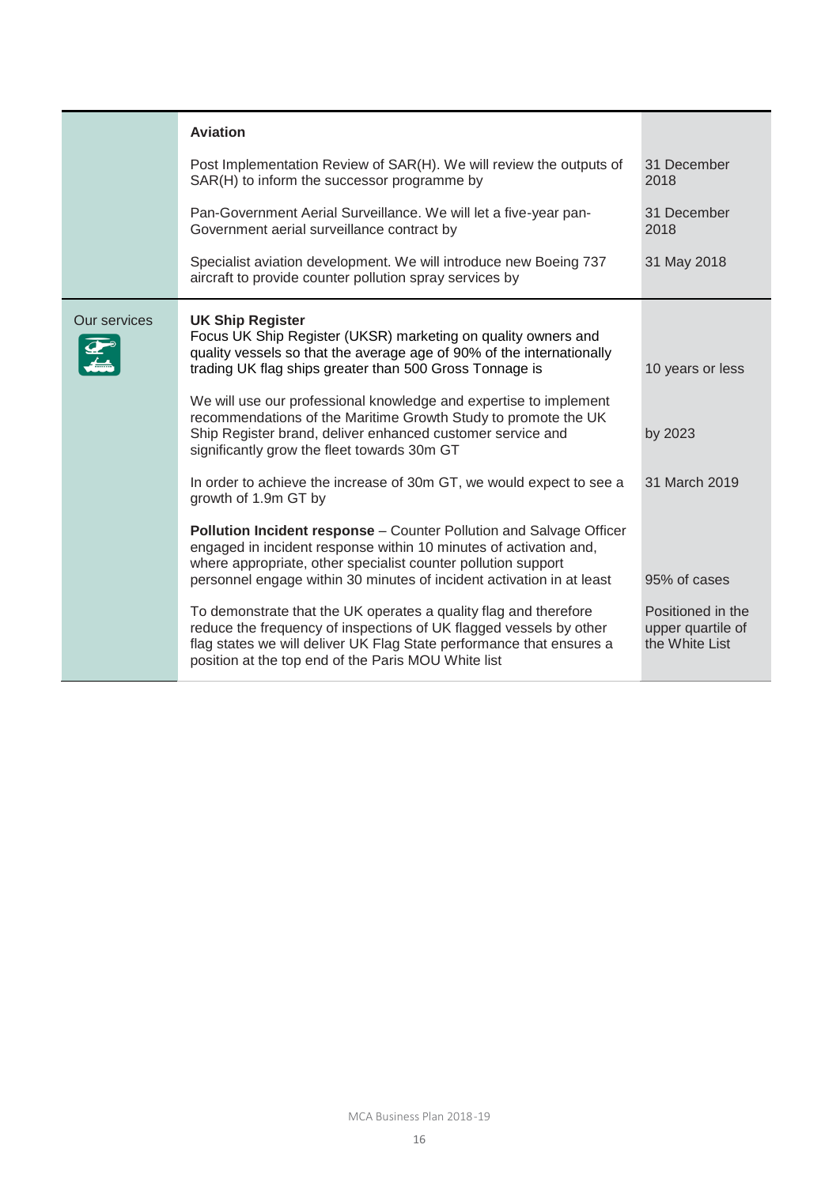| | | |
|---|---|---|
| | **Aviation** | |
| | Post Implementation Review of SAR(H). We will review the outputs of SAR(H) to inform the successor programme by | 31 December 2018 |
| | Pan-Government Aerial Surveillance. We will let a five-year pan-Government aerial surveillance contract by | 31 December 2018 |
| | Specialist aviation development. We will introduce new Boeing 737 aircraft to provide counter pollution spray services by | 31 May 2018 |
| Our services | **UK Ship Register**<br>Focus UK Ship Register (UKSR) marketing on quality owners and quality vessels so that the average age of 90% of the internationally trading UK flag ships greater than 500 Gross Tonnage is | 10 years or less |
| | We will use our professional knowledge and expertise to implement recommendations of the Maritime Growth Study to promote the UK Ship Register brand, deliver enhanced customer service and significantly grow the fleet towards 30m GT | by 2023 |
| | In order to achieve the increase of 30m GT, we would expect to see a growth of 1.9m GT by | 31 March 2019 |
| | **Pollution Incident response** – Counter Pollution and Salvage Officer engaged in incident response within 10 minutes of activation and, where appropriate, other specialist counter pollution support personnel engage within 30 minutes of incident activation in at least | 95% of cases |
| | To demonstrate that the UK operates a quality flag and therefore reduce the frequency of inspections of UK flagged vessels by other flag states we will deliver UK Flag State performance that ensures a position at the top end of the Paris MOU White list | Positioned in the upper quartile of the White List |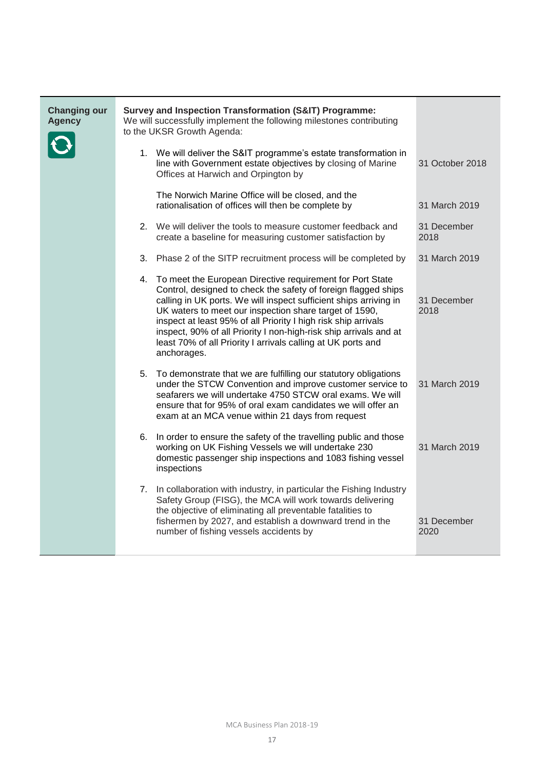| Changing our Agency | Survey and Inspection Transformation (S&IT) Programme: We will successfully implement the following milestones contributing to the UKSR Growth Agenda: | |
|---|---|---|
| | 1. We will deliver the S&IT programme's estate transformation in line with Government estate objectives by closing of Marine Offices at Harwich and Orpington by | 31 October 2018 |
| | The Norwich Marine Office will be closed, and the rationalisation of offices will then be complete by | 31 March 2019 |
| | 2. We will deliver the tools to measure customer feedback and create a baseline for measuring customer satisfaction by | 31 December 2018 |
| | 3. Phase 2 of the SITP recruitment process will be completed by | 31 March 2019 |
| | 4. To meet the European Directive requirement for Port State Control, designed to check the safety of foreign flagged ships calling in UK ports. We will inspect sufficient ships arriving in UK waters to meet our inspection share target of 1590, inspect at least 95% of all Priority I high risk ship arrivals inspect, 90% of all Priority I non-high-risk ship arrivals and at least 70% of all Priority I arrivals calling at UK ports and anchorages. | 31 December 2018 |
| | 5. To demonstrate that we are fulfilling our statutory obligations under the STCW Convention and improve customer service to seafarers we will undertake 4750 STCW oral exams. We will ensure that for 95% of oral exam candidates we will offer an exam at an MCA venue within 21 days from request | 31 March 2019 |
| | 6. In order to ensure the safety of the travelling public and those working on UK Fishing Vessels we will undertake 230 domestic passenger ship inspections and 1083 fishing vessel inspections | 31 March 2019 |
| | 7. In collaboration with industry, in particular the Fishing Industry Safety Group (FISG), the MCA will work towards delivering the objective of eliminating all preventable fatalities to fishermen by 2027, and establish a downward trend in the number of fishing vessels accidents by | 31 December 2020 |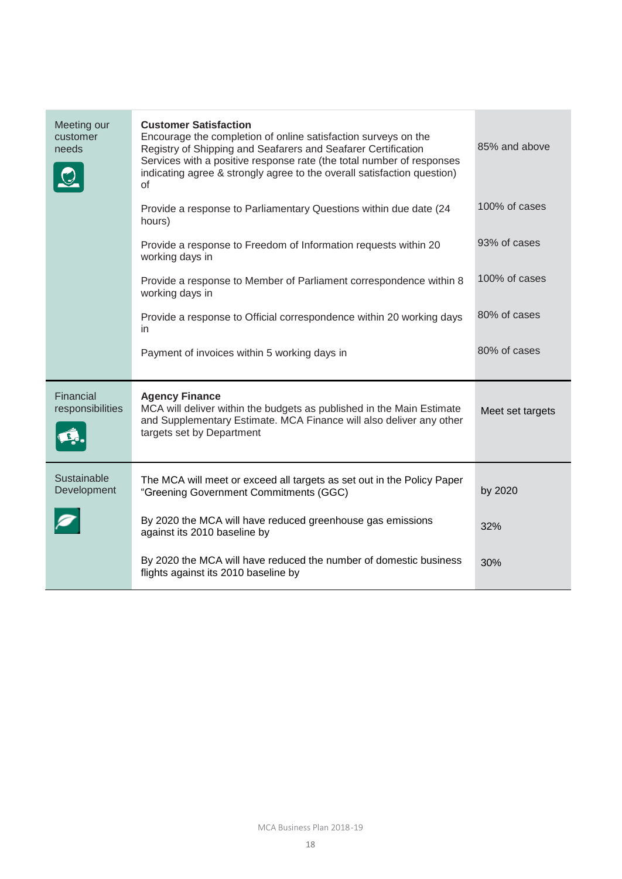| | | |
|---|---|---|
| Meeting our customer needs | **Customer Satisfaction**<br>Encourage the completion of online satisfaction surveys on the Registry of Shipping and Seafarers and Seafarer Certification Services with a positive response rate (the total number of responses indicating agree & strongly agree to the overall satisfaction question) of | 85% and above |
| | Provide a response to Parliamentary Questions within due date (24 hours) | 100% of cases |
| | Provide a response to Freedom of Information requests within 20 working days in | 93% of cases |
| | Provide a response to Member of Parliament correspondence within 8 working days in | 100% of cases |
| | Provide a response to Official correspondence within 20 working days in | 80% of cases |
| | Payment of invoices within 5 working days in | 80% of cases |
| Financial responsibilities | **Agency Finance**<br>MCA will deliver within the budgets as published in the Main Estimate and Supplementary Estimate. MCA Finance will also deliver any other targets set by Department | Meet set targets |
| Sustainable Development | The MCA will meet or exceed all targets as set out in the Policy Paper "Greening Government Commitments (GGC) | by 2020 |
| | By 2020 the MCA will have reduced greenhouse gas emissions against its 2010 baseline by | 32% |
| | By 2020 the MCA will have reduced the number of domestic business flights against its 2010 baseline by | 30% |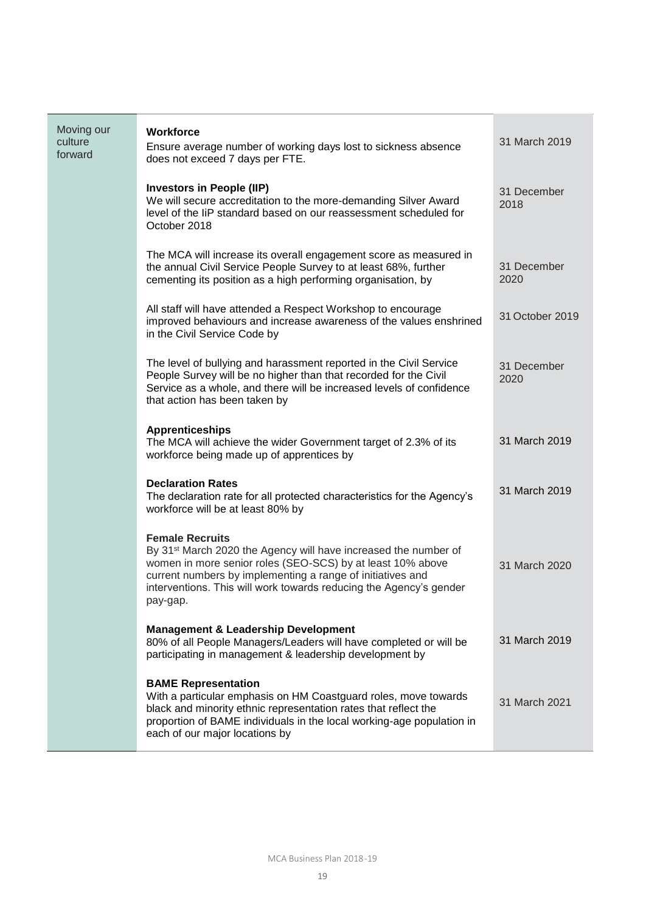| | | |
|---|---|---|
| Moving our culture forward | **Workforce**<br>Ensure average number of working days lost to sickness absence does not exceed 7 days per FTE. | 31 March 2019 |
| | **Investors in People (IIP)**<br>We will secure accreditation to the more-demanding Silver Award level of the IiP standard based on our reassessment scheduled for October 2018 | 31 December 2018 |
| | The MCA will increase its overall engagement score as measured in the annual Civil Service People Survey to at least 68%, further cementing its position as a high performing organisation, by | 31 December 2020 |
| | All staff will have attended a Respect Workshop to encourage improved behaviours and increase awareness of the values enshrined in the Civil Service Code by | 31 October 2019 |
| | The level of bullying and harassment reported in the Civil Service People Survey will be no higher than that recorded for the Civil Service as a whole, and there will be increased levels of confidence that action has been taken by | 31 December 2020 |
| | **Apprenticeships**<br>The MCA will achieve the wider Government target of 2.3% of its workforce being made up of apprentices by | 31 March 2019 |
| | **Declaration Rates**<br>The declaration rate for all protected characteristics for the Agency's workforce will be at least 80% by | 31 March 2019 |
| | **Female Recruits**<br>By 31st March 2020 the Agency will have increased the number of women in more senior roles (SEO-SCS) by at least 10% above current numbers by implementing a range of initiatives and interventions. This will work towards reducing the Agency's gender pay-gap. | 31 March 2020 |
| | **Management & Leadership Development**<br>80% of all People Managers/Leaders will have completed or will be participating in management & leadership development by | 31 March 2019 |
| | **BAME Representation**<br>With a particular emphasis on HM Coastguard roles, move towards black and minority ethnic representation rates that reflect the proportion of BAME individuals in the local working-age population in each of our major locations by | 31 March 2021 |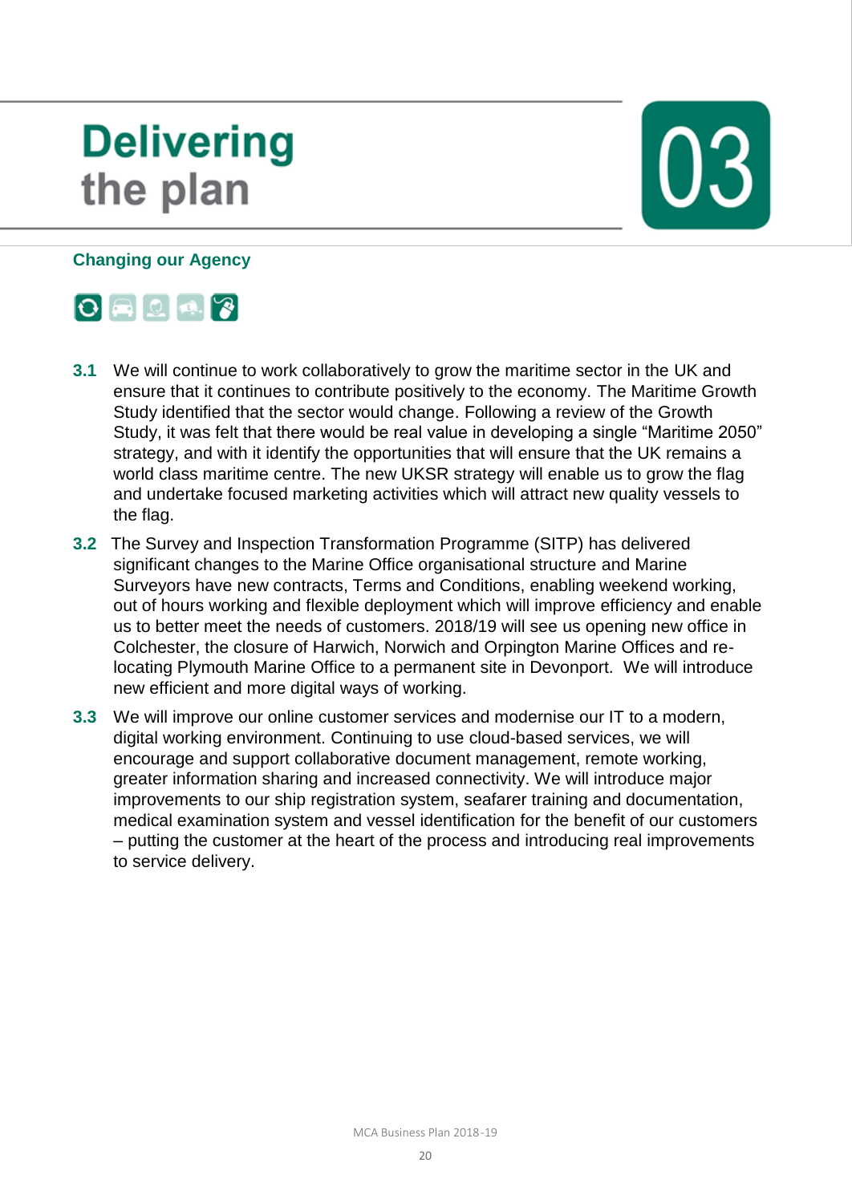# Delivering the plan

03

## Changing our Agency

**3.1** We will continue to work collaboratively to grow the maritime sector in the UK and ensure that it continues to contribute positively to the economy. The Maritime Growth Study identified that the sector would change. Following a review of the Growth Study, it was felt that there would be real value in developing a single "Maritime 2050" strategy, and with it identify the opportunities that will ensure that the UK remains a world class maritime centre. The new UKSR strategy will enable us to grow the flag and undertake focused marketing activities which will attract new quality vessels to the flag.

**3.2** The Survey and Inspection Transformation Programme (SITP) has delivered significant changes to the Marine Office organisational structure and Marine Surveyors have new contracts, Terms and Conditions, enabling weekend working, out of hours working and flexible deployment which will improve efficiency and enable us to better meet the needs of customers. 2018/19 will see us opening new office in Colchester, the closure of Harwich, Norwich and Orpington Marine Offices and re-locating Plymouth Marine Office to a permanent site in Devonport. We will introduce new efficient and more digital ways of working.

**3.3** We will improve our online customer services and modernise our IT to a modern, digital working environment. Continuing to use cloud-based services, we will encourage and support collaborative document management, remote working, greater information sharing and increased connectivity. We will introduce major improvements to our ship registration system, seafarer training and documentation, medical examination system and vessel identification for the benefit of our customers – putting the customer at the heart of the process and introducing real improvements to service delivery.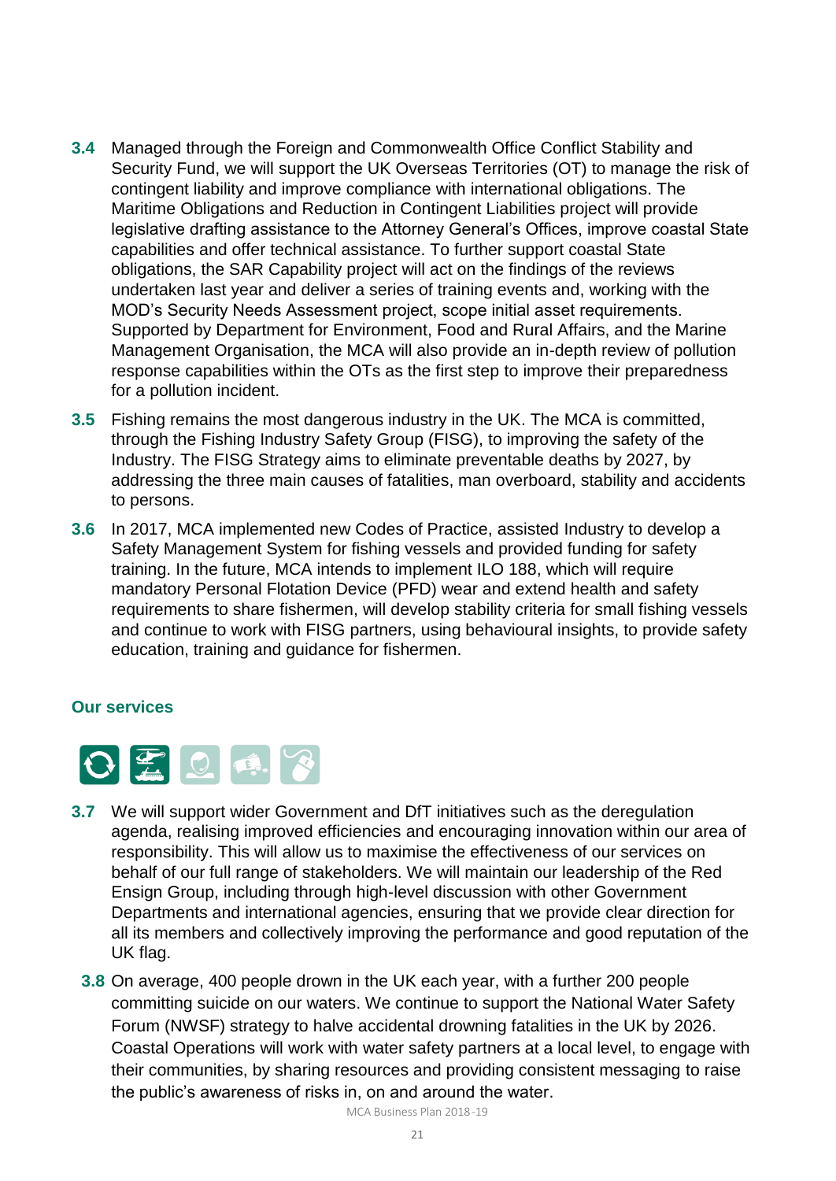**3.4** Managed through the Foreign and Commonwealth Office Conflict Stability and Security Fund, we will support the UK Overseas Territories (OT) to manage the risk of contingent liability and improve compliance with international obligations. The Maritime Obligations and Reduction in Contingent Liabilities project will provide legislative drafting assistance to the Attorney General's Offices, improve coastal State capabilities and offer technical assistance. To further support coastal State obligations, the SAR Capability project will act on the findings of the reviews undertaken last year and deliver a series of training events and, working with the MOD's Security Needs Assessment project, scope initial asset requirements. Supported by Department for Environment, Food and Rural Affairs, and the Marine Management Organisation, the MCA will also provide an in-depth review of pollution response capabilities within the OTs as the first step to improve their preparedness for a pollution incident.

**3.5** Fishing remains the most dangerous industry in the UK. The MCA is committed, through the Fishing Industry Safety Group (FISG), to improving the safety of the Industry. The FISG Strategy aims to eliminate preventable deaths by 2027, by addressing the three main causes of fatalities, man overboard, stability and accidents to persons.

**3.6** In 2017, MCA implemented new Codes of Practice, assisted Industry to develop a Safety Management System for fishing vessels and provided funding for safety training. In the future, MCA intends to implement ILO 188, which will require mandatory Personal Flotation Device (PFD) wear and extend health and safety requirements to share fishermen, will develop stability criteria for small fishing vessels and continue to work with FISG partners, using behavioural insights, to provide safety education, training and guidance for fishermen.

## Our services

**3.7** We will support wider Government and DfT initiatives such as the deregulation agenda, realising improved efficiencies and encouraging innovation within our area of responsibility. This will allow us to maximise the effectiveness of our services on behalf of our full range of stakeholders. We will maintain our leadership of the Red Ensign Group, including through high-level discussion with other Government Departments and international agencies, ensuring that we provide clear direction for all its members and collectively improving the performance and good reputation of the UK flag.

**3.8** On average, 400 people drown in the UK each year, with a further 200 people committing suicide on our waters. We continue to support the National Water Safety Forum (NWSF) strategy to halve accidental drowning fatalities in the UK by 2026. Coastal Operations will work with water safety partners at a local level, to engage with their communities, by sharing resources and providing consistent messaging to raise the public's awareness of risks in, on and around the water.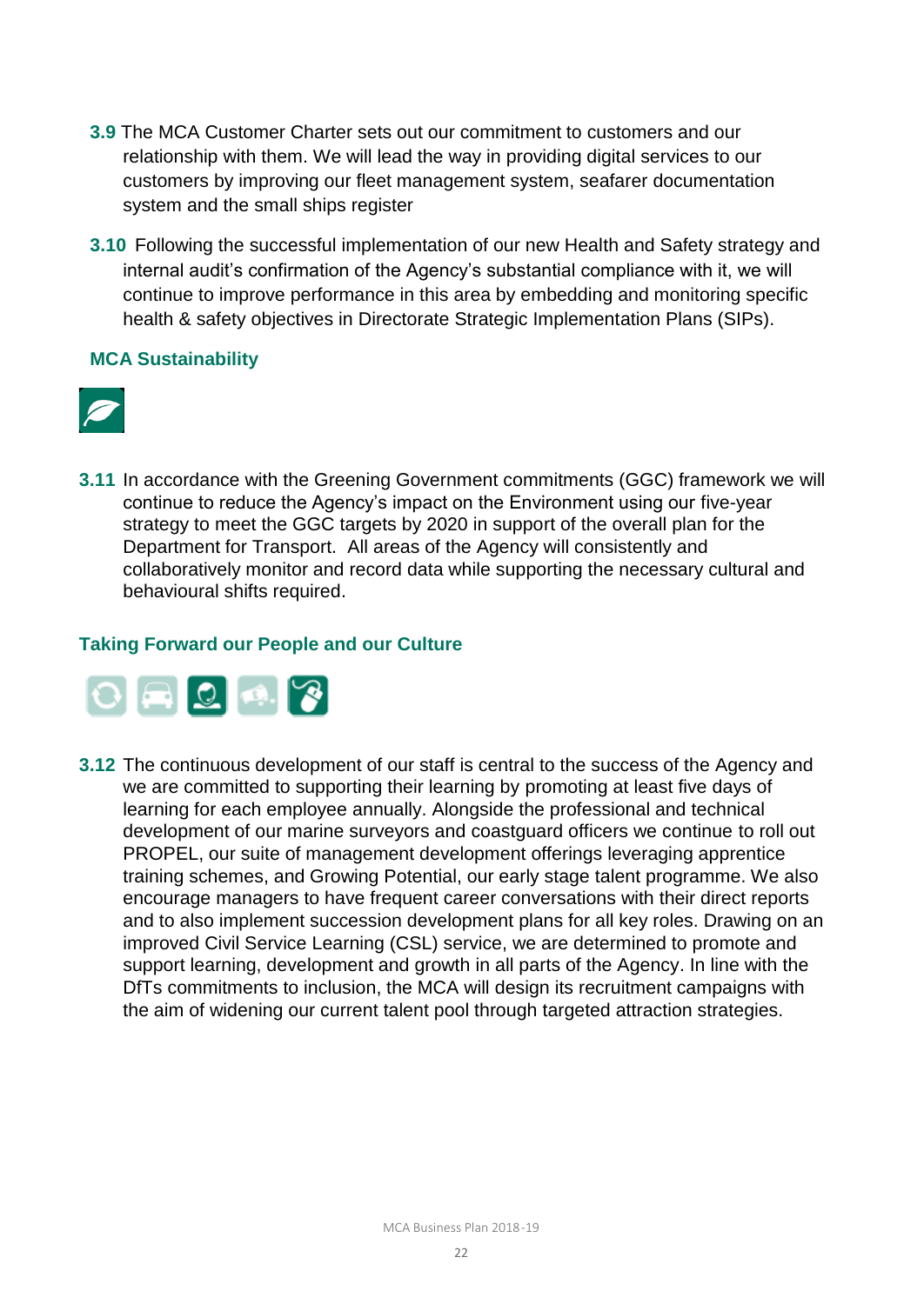**3.9** The MCA Customer Charter sets out our commitment to customers and our relationship with them. We will lead the way in providing digital services to our customers by improving our fleet management system, seafarer documentation system and the small ships register

**3.10** Following the successful implementation of our new Health and Safety strategy and internal audit's confirmation of the Agency's substantial compliance with it, we will continue to improve performance in this area by embedding and monitoring specific health & safety objectives in Directorate Strategic Implementation Plans (SIPs).

### MCA Sustainability

**3.11** In accordance with the Greening Government commitments (GGC) framework we will continue to reduce the Agency's impact on the Environment using our five-year strategy to meet the GGC targets by 2020 in support of the overall plan for the Department for Transport. All areas of the Agency will consistently and collaboratively monitor and record data while supporting the necessary cultural and behavioural shifts required.

### Taking Forward our People and our Culture

**3.12** The continuous development of our staff is central to the success of the Agency and we are committed to supporting their learning by promoting at least five days of learning for each employee annually. Alongside the professional and technical development of our marine surveyors and coastguard officers we continue to roll out PROPEL, our suite of management development offerings leveraging apprentice training schemes, and Growing Potential, our early stage talent programme. We also encourage managers to have frequent career conversations with their direct reports and to also implement succession development plans for all key roles. Drawing on an improved Civil Service Learning (CSL) service, we are determined to promote and support learning, development and growth in all parts of the Agency. In line with the DfTs commitments to inclusion, the MCA will design its recruitment campaigns with the aim of widening our current talent pool through targeted attraction strategies.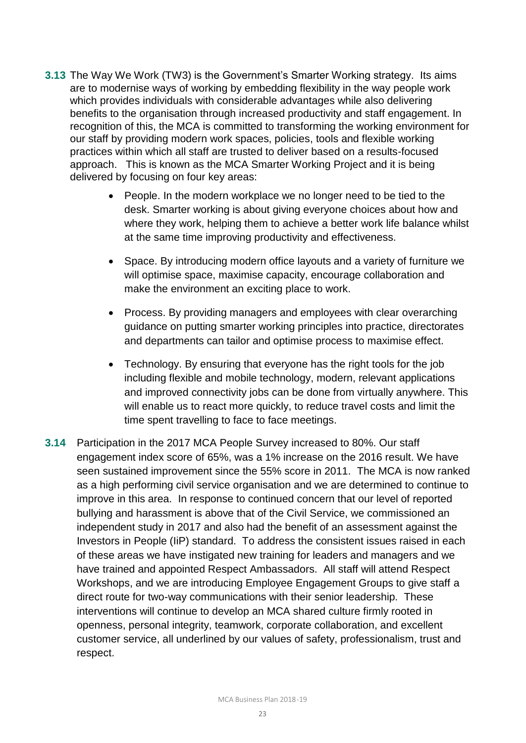**3.13** The Way We Work (TW3) is the Government's Smarter Working strategy. Its aims are to modernise ways of working by embedding flexibility in the way people work which provides individuals with considerable advantages while also delivering benefits to the organisation through increased productivity and staff engagement. In recognition of this, the MCA is committed to transforming the working environment for our staff by providing modern work spaces, policies, tools and flexible working practices within which all staff are trusted to deliver based on a results-focused approach. This is known as the MCA Smarter Working Project and it is being delivered by focusing on four key areas:

- People. In the modern workplace we no longer need to be tied to the desk. Smarter working is about giving everyone choices about how and where they work, helping them to achieve a better work life balance whilst at the same time improving productivity and effectiveness.

- Space. By introducing modern office layouts and a variety of furniture we will optimise space, maximise capacity, encourage collaboration and make the environment an exciting place to work.

- Process. By providing managers and employees with clear overarching guidance on putting smarter working principles into practice, directorates and departments can tailor and optimise process to maximise effect.

- Technology. By ensuring that everyone has the right tools for the job including flexible and mobile technology, modern, relevant applications and improved connectivity jobs can be done from virtually anywhere. This will enable us to react more quickly, to reduce travel costs and limit the time spent travelling to face to face meetings.

**3.14** Participation in the 2017 MCA People Survey increased to 80%. Our staff engagement index score of 65%, was a 1% increase on the 2016 result. We have seen sustained improvement since the 55% score in 2011. The MCA is now ranked as a high performing civil service organisation and we are determined to continue to improve in this area. In response to continued concern that our level of reported bullying and harassment is above that of the Civil Service, we commissioned an independent study in 2017 and also had the benefit of an assessment against the Investors in People (IiP) standard. To address the consistent issues raised in each of these areas we have instigated new training for leaders and managers and we have trained and appointed Respect Ambassadors. All staff will attend Respect Workshops, and we are introducing Employee Engagement Groups to give staff a direct route for two-way communications with their senior leadership. These interventions will continue to develop an MCA shared culture firmly rooted in openness, personal integrity, teamwork, corporate collaboration, and excellent customer service, all underlined by our values of safety, professionalism, trust and respect.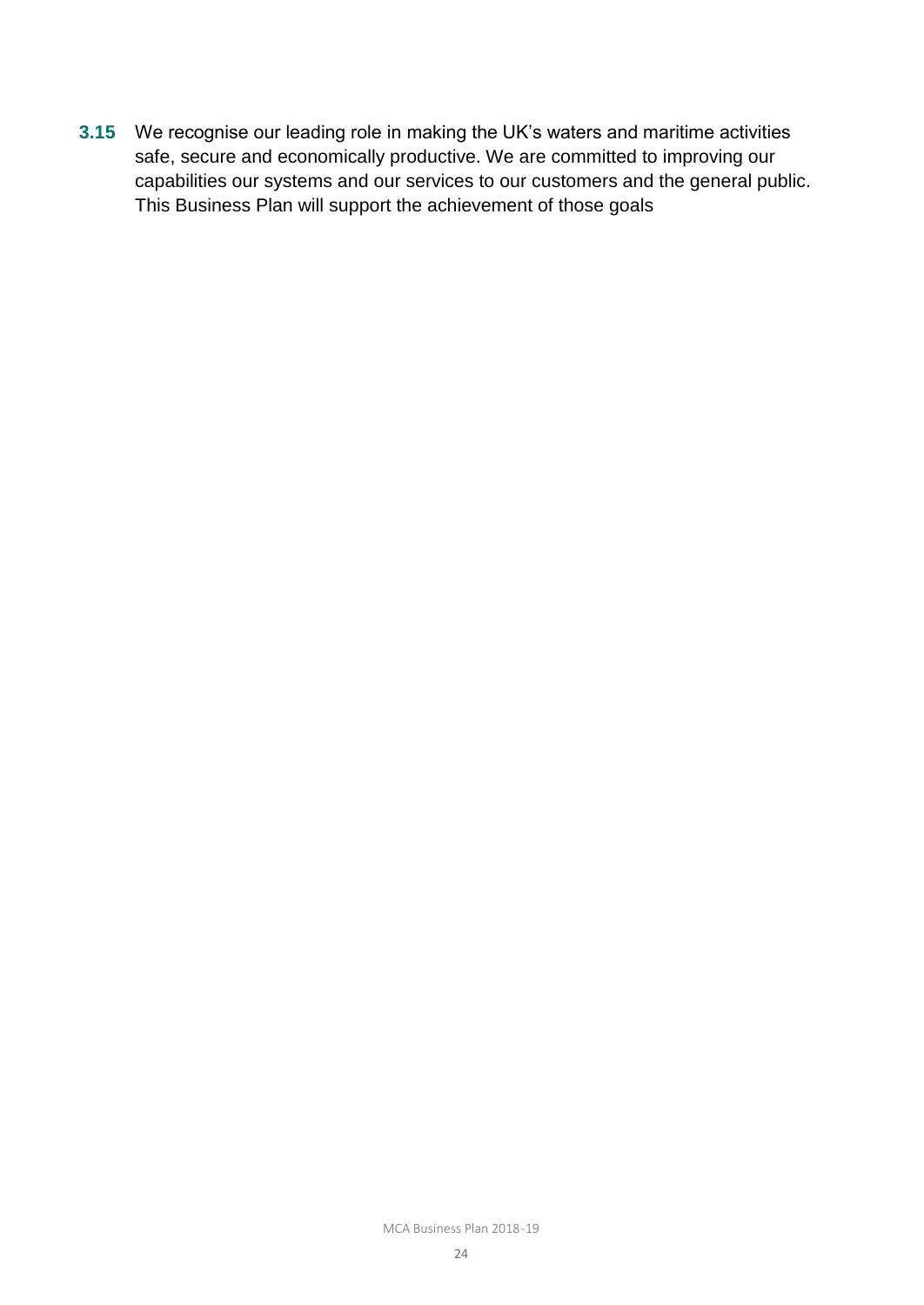**3.15** We recognise our leading role in making the UK's waters and maritime activities safe, secure and economically productive. We are committed to improving our capabilities our systems and our services to our customers and the general public. This Business Plan will support the achievement of those goals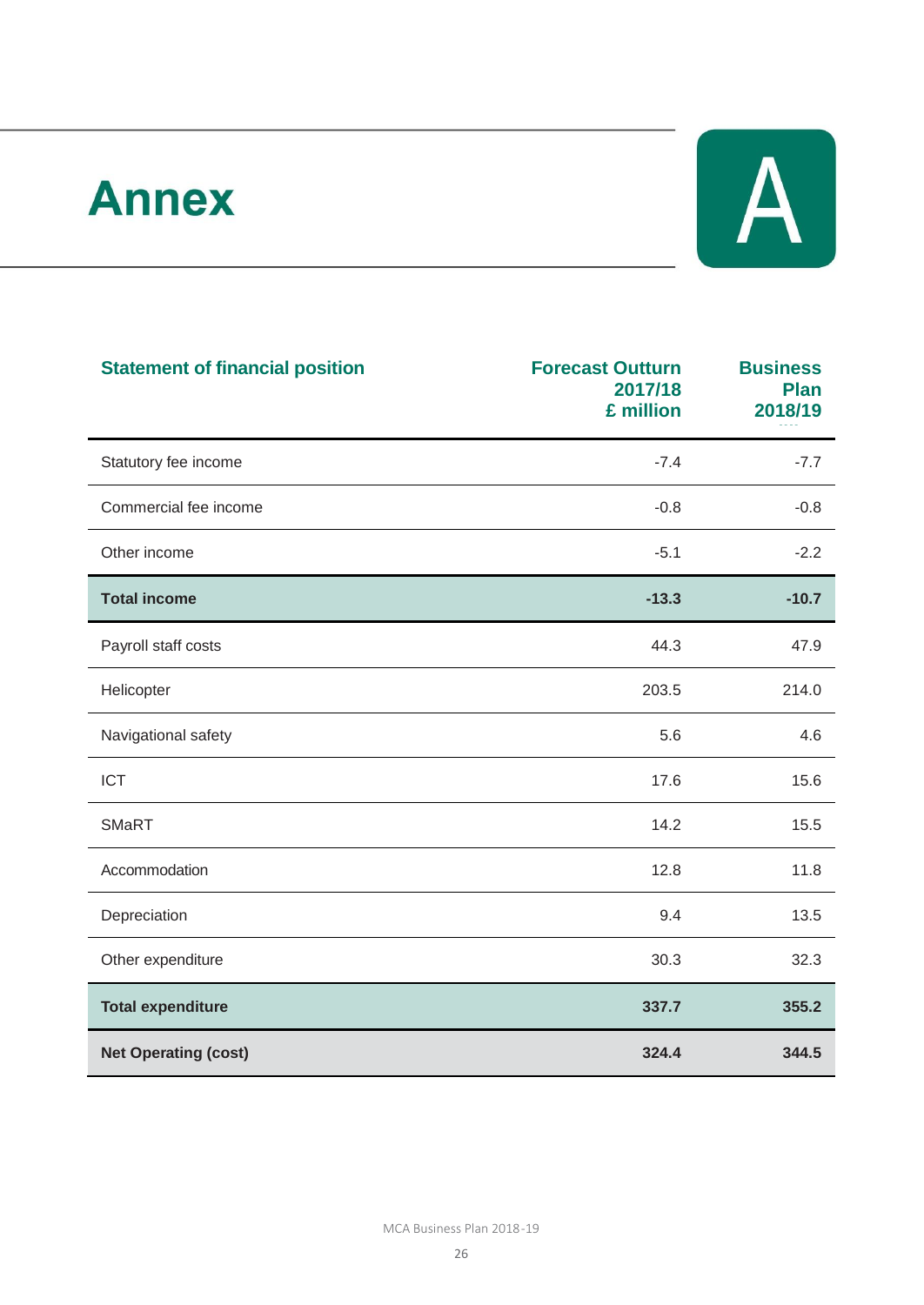# Annex

A

| Statement of financial position | Forecast Outturn 2017/18 £ million | Business Plan 2018/19 |
|---|---|---|
| Statutory fee income | -7.4 | -7.7 |
| Commercial fee income | -0.8 | -0.8 |
| Other income | -5.1 | -2.2 |
| **Total income** | **-13.3** | **-10.7** |
| Payroll staff costs | 44.3 | 47.9 |
| Helicopter | 203.5 | 214.0 |
| Navigational safety | 5.6 | 4.6 |
| ICT | 17.6 | 15.6 |
| SMaRT | 14.2 | 15.5 |
| Accommodation | 12.8 | 11.8 |
| Depreciation | 9.4 | 13.5 |
| Other expenditure | 30.3 | 32.3 |
| **Total expenditure** | **337.7** | **355.2** |
| **Net Operating (cost)** | **324.4** | **344.5** |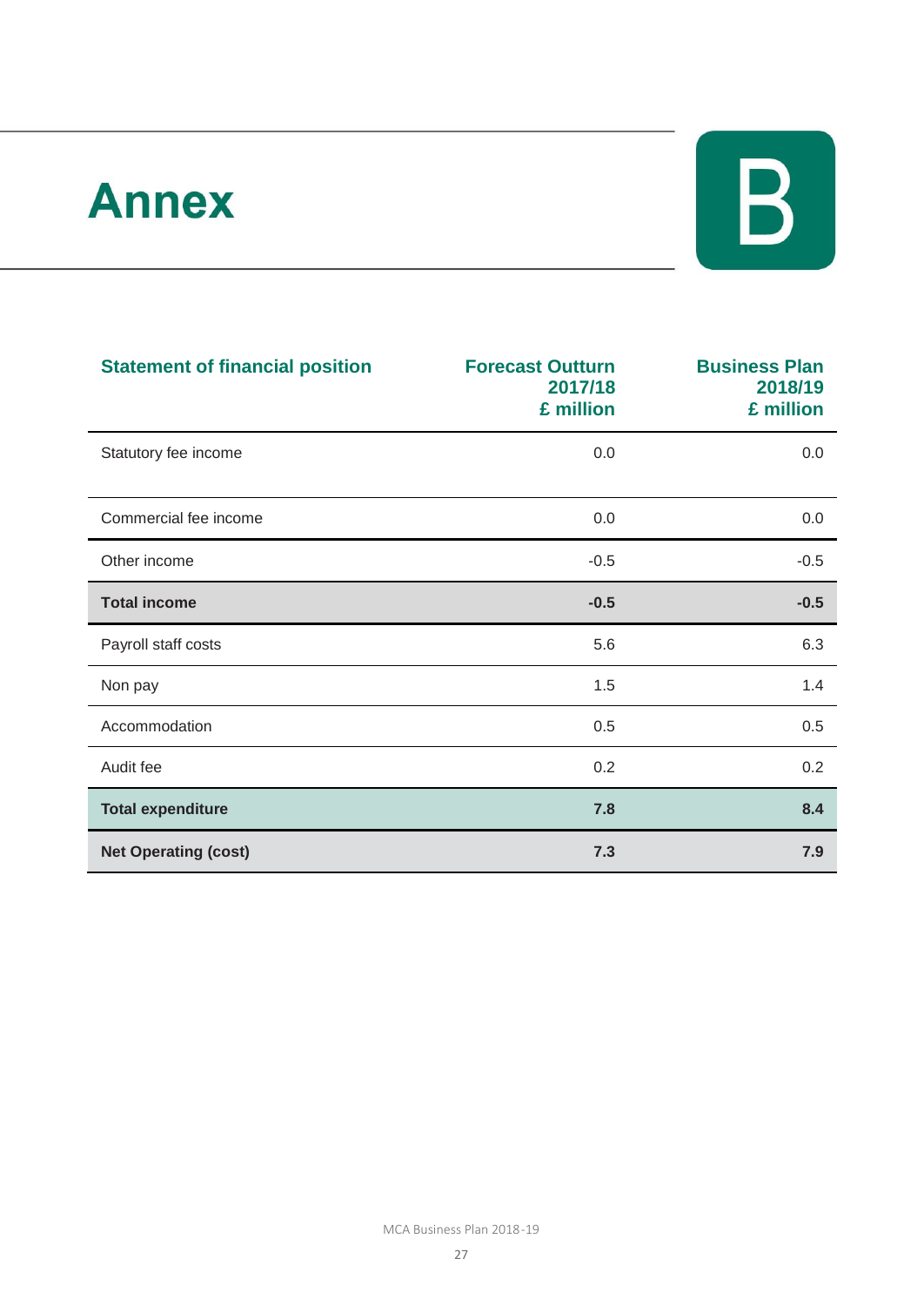# Annex B

| Statement of financial position | Forecast Outturn 2017/18 £ million | Business Plan 2018/19 £ million |
|---|---|---|
| Statutory fee income | 0.0 | 0.0 |
| Commercial fee income | 0.0 | 0.0 |
| Other income | -0.5 | -0.5 |
| **Total income** | **-0.5** | **-0.5** |
| Payroll staff costs | 5.6 | 6.3 |
| Non pay | 1.5 | 1.4 |
| Accommodation | 0.5 | 0.5 |
| Audit fee | 0.2 | 0.2 |
| **Total expenditure** | **7.8** | **8.4** |
| **Net Operating (cost)** | **7.3** | **7.9** |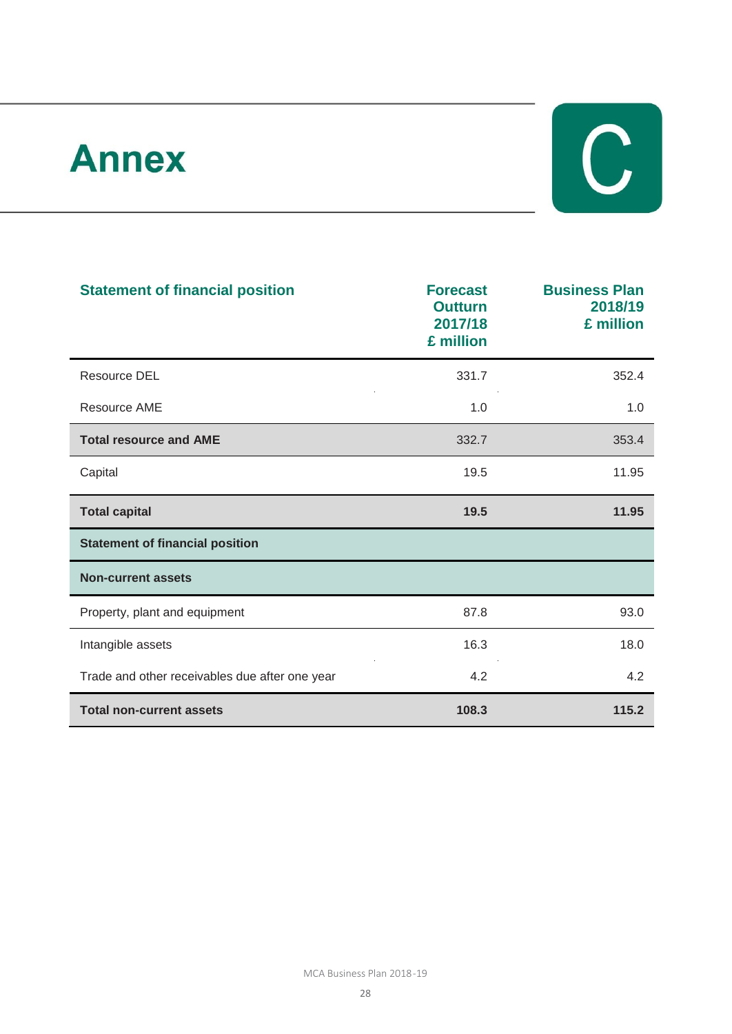# Annex C

| Statement of financial position | Forecast Outturn 2017/18 £ million | Business Plan 2018/19 £ million |
|---|---|---|
| Resource DEL | 331.7 | 352.4 |
| Resource AME | 1.0 | 1.0 |
| **Total resource and AME** | 332.7 | 353.4 |
| Capital | 19.5 | 11.95 |
| **Total capital** | **19.5** | **11.95** |
| **Statement of financial position** | | |
| **Non-current assets** | | |
| Property, plant and equipment | 87.8 | 93.0 |
| Intangible assets | 16.3 | 18.0 |
| Trade and other receivables due after one year | 4.2 | 4.2 |
| **Total non-current assets** | **108.3** | **115.2** |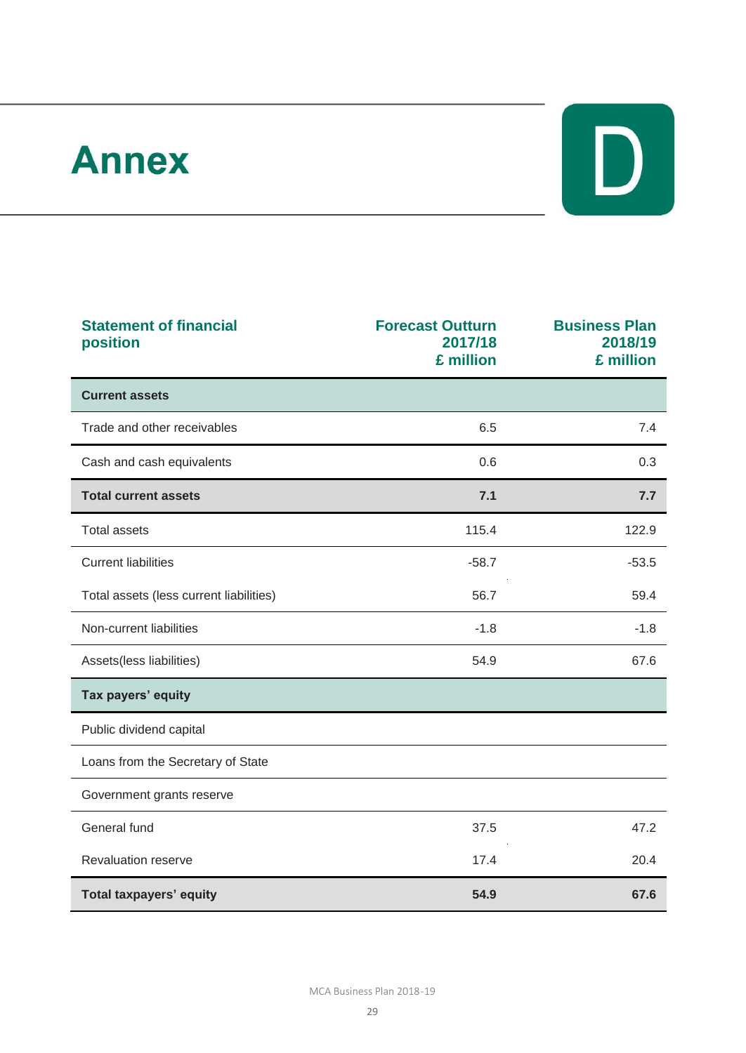# Annex D

| Statement of financial position | Forecast Outturn 2017/18 £ million | Business Plan 2018/19 £ million |
|---|---|---|
| **Current assets** | | |
| Trade and other receivables | 6.5 | 7.4 |
| Cash and cash equivalents | 0.6 | 0.3 |
| **Total current assets** | **7.1** | **7.7** |
| Total assets | 115.4 | 122.9 |
| Current liabilities | -58.7 | -53.5 |
| Total assets (less current liabilities) | 56.7 | 59.4 |
| Non-current liabilities | -1.8 | -1.8 |
| Assets(less liabilities) | 54.9 | 67.6 |
| **Tax payers' equity** | | |
| Public dividend capital | | |
| Loans from the Secretary of State | | |
| Government grants reserve | | |
| General fund | 37.5 | 47.2 |
| Revaluation reserve | 17.4 | 20.4 |
| **Total taxpayers' equity** | **54.9** | **67.6** |